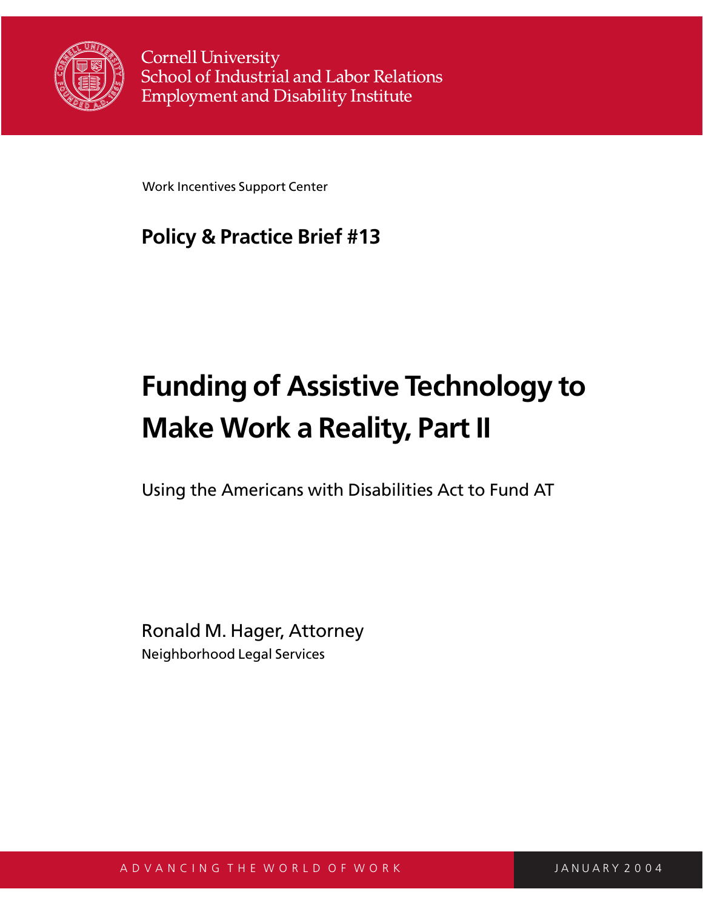Cornell University
School of Industrial and Labor Relations
Employment and Disability Institute

Work Incentives Support Center

**Policy & Practice Brief #13**

# Funding of Assistive Technology to Make Work a Reality, Part II

Using the Americans with Disabilities Act to Fund AT

Ronald M. Hager, Attorney
Neighborhood Legal Services

ADVANCING THE WORLD OF WORK

JANUARY 2004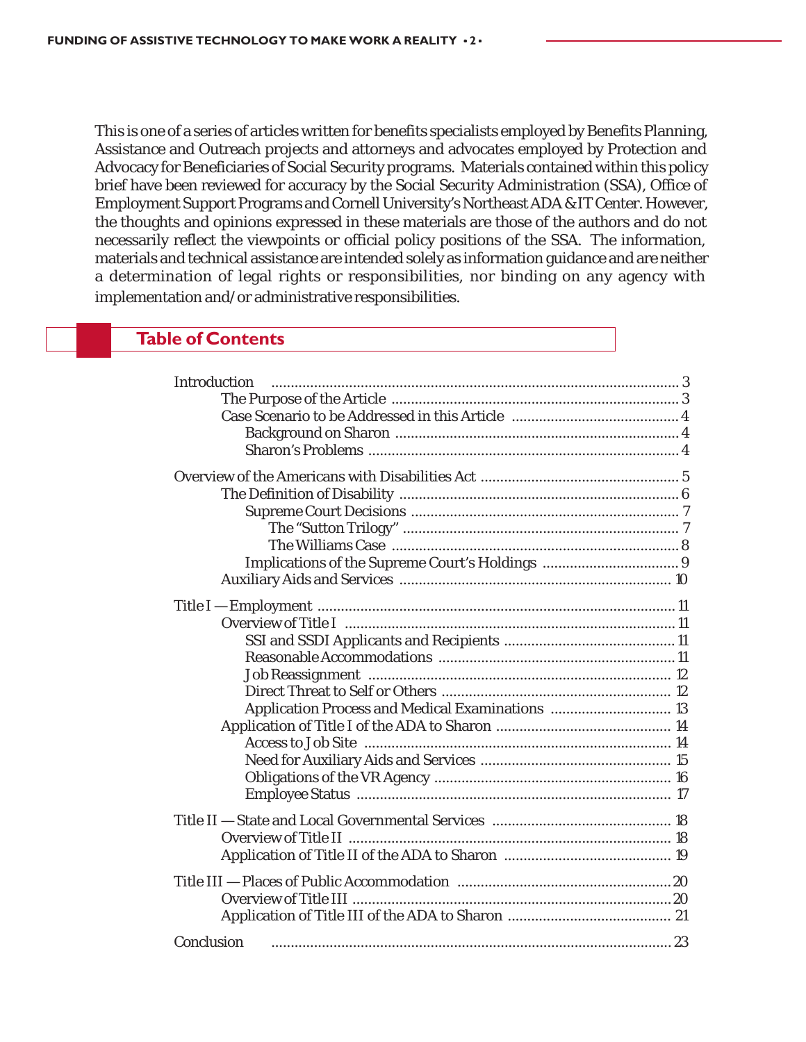This is one of a series of articles written for benefits specialists employed by Benefits Planning, Assistance and Outreach projects and attorneys and advocates employed by Protection and Advocacy for Beneficiaries of Social Security programs. Materials contained within this policy brief have been reviewed for accuracy by the Social Security Administration (SSA), Office of Employment Support Programs and Cornell University's Northeast ADA & IT Center. However, the thoughts and opinions expressed in these materials are those of the authors and do not necessarily reflect the viewpoints or official policy positions of the SSA. The information, materials and technical assistance are intended solely as information guidance and are neither a determination of legal rights or responsibilities, nor binding on any agency with implementation and/or administrative responsibilities.

## Table of Contents

- Introduction ..... 3
  - The Purpose of the Article ..... 3
  - Case Scenario to be Addressed in this Article ..... 4
    - Background on Sharon ..... 4
    - Sharon's Problems ..... 4
- Overview of the Americans with Disabilities Act ..... 5
  - The Definition of Disability ..... 6
    - Supreme Court Decisions ..... 7
      - The "Sutton Trilogy" ..... 7
      - The Williams Case ..... 8
    - Implications of the Supreme Court's Holdings ..... 9
  - Auxiliary Aids and Services ..... 10
- Title I — Employment ..... 11
  - Overview of Title I ..... 11
    - SSI and SSDI Applicants and Recipients ..... 11
    - Reasonable Accommodations ..... 11
    - Job Reassignment ..... 12
    - Direct Threat to Self or Others ..... 12
    - Application Process and Medical Examinations ..... 13
  - Application of Title I of the ADA to Sharon ..... 14
    - Access to Job Site ..... 14
    - Need for Auxiliary Aids and Services ..... 15
    - Obligations of the VR Agency ..... 16
    - Employee Status ..... 17
- Title II — State and Local Governmental Services ..... 18
  - Overview of Title II ..... 18
  - Application of Title II of the ADA to Sharon ..... 19
- Title III — Places of Public Accommodation ..... 20
  - Overview of Title III ..... 20
  - Application of Title III of the ADA to Sharon ..... 21
- Conclusion ..... 23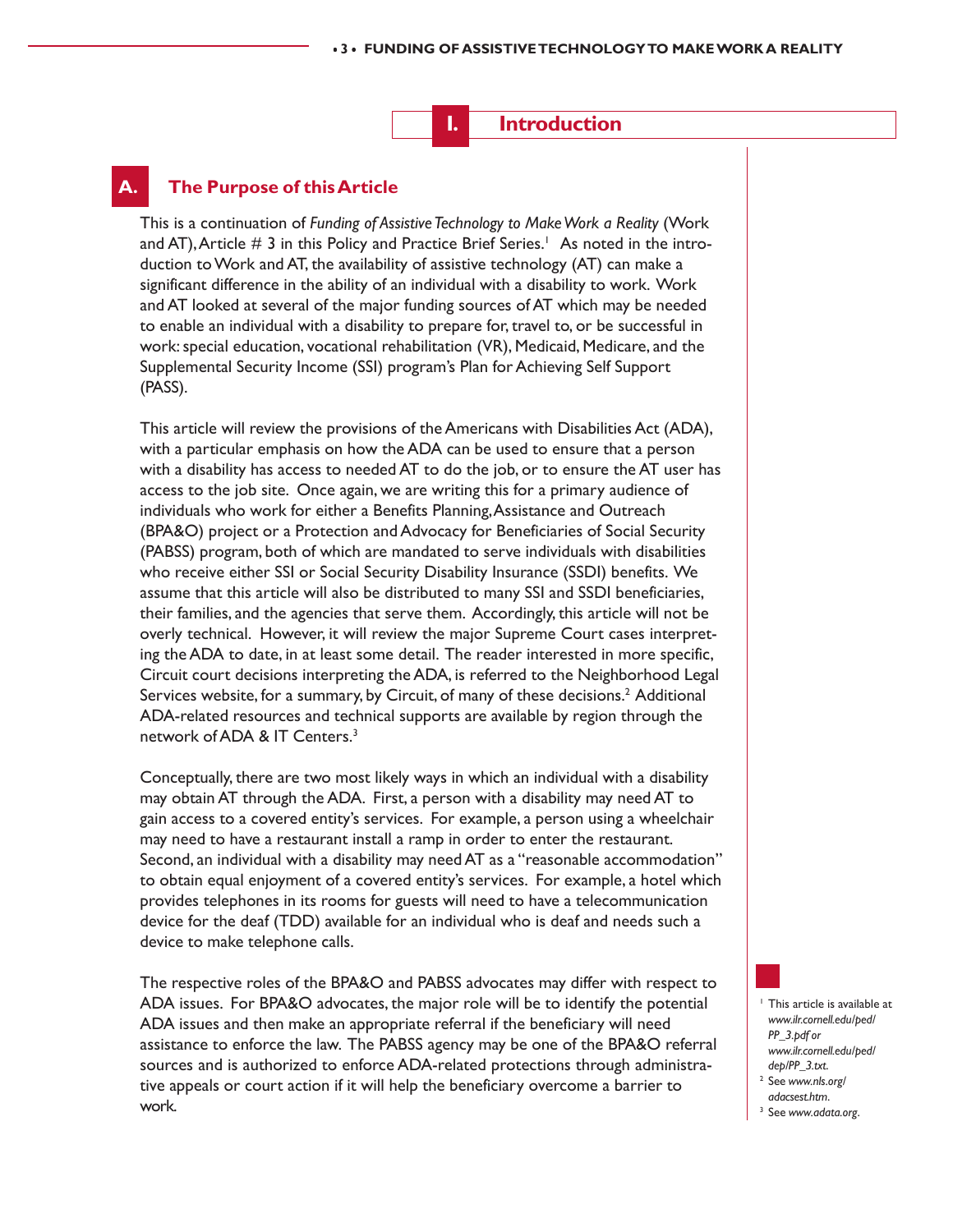# I. Introduction

## A. The Purpose of this Article

This is a continuation of *Funding of Assistive Technology to Make Work a Reality* (Work and AT), Article # 3 in this Policy and Practice Brief Series.[1] As noted in the introduction to Work and AT, the availability of assistive technology (AT) can make a significant difference in the ability of an individual with a disability to work. Work and AT looked at several of the major funding sources of AT which may be needed to enable an individual with a disability to prepare for, travel to, or be successful in work: special education, vocational rehabilitation (VR), Medicaid, Medicare, and the Supplemental Security Income (SSI) program's Plan for Achieving Self Support (PASS).

This article will review the provisions of the Americans with Disabilities Act (ADA), with a particular emphasis on how the ADA can be used to ensure that a person with a disability has access to needed AT to do the job, or to ensure the AT user has access to the job site. Once again, we are writing this for a primary audience of individuals who work for either a Benefits Planning, Assistance and Outreach (BPA&O) project or a Protection and Advocacy for Beneficiaries of Social Security (PABSS) program, both of which are mandated to serve individuals with disabilities who receive either SSI or Social Security Disability Insurance (SSDI) benefits. We assume that this article will also be distributed to many SSI and SSDI beneficiaries, their families, and the agencies that serve them. Accordingly, this article will not be overly technical. However, it will review the major Supreme Court cases interpreting the ADA to date, in at least some detail. The reader interested in more specific, Circuit court decisions interpreting the ADA, is referred to the Neighborhood Legal Services website, for a summary, by Circuit, of many of these decisions.[2] Additional ADA-related resources and technical supports are available by region through the network of ADA & IT Centers.[3]

Conceptually, there are two most likely ways in which an individual with a disability may obtain AT through the ADA. First, a person with a disability may need AT to gain access to a covered entity's services. For example, a person using a wheelchair may need to have a restaurant install a ramp in order to enter the restaurant. Second, an individual with a disability may need AT as a "reasonable accommodation" to obtain equal enjoyment of a covered entity's services. For example, a hotel which provides telephones in its rooms for guests will need to have a telecommunication device for the deaf (TDD) available for an individual who is deaf and needs such a device to make telephone calls.

The respective roles of the BPA&O and PABSS advocates may differ with respect to ADA issues. For BPA&O advocates, the major role will be to identify the potential ADA issues and then make an appropriate referral if the beneficiary will need assistance to enforce the law. The PABSS agency may be one of the BPA&O referral sources and is authorized to enforce ADA-related protections through administrative appeals or court action if it will help the beneficiary overcome a barrier to work.

[1] This article is available at *www.ilr.cornell.edu/ped/PP_3.pdf* or *www.ilr.cornell.edu/ped/dep/PP_3.txt*.

[2] See *www.nls.org/adacsest.htm*.

[3] See *www.adata.org*.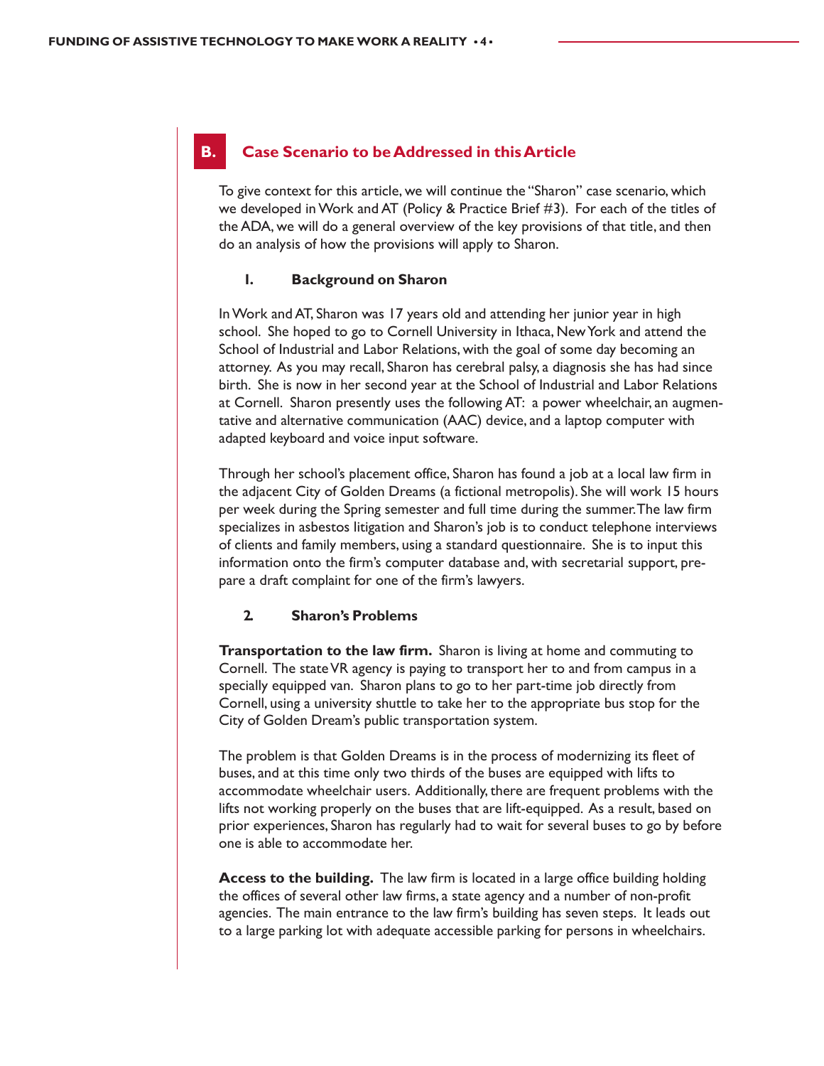## B. Case Scenario to be Addressed in this Article

To give context for this article, we will continue the "Sharon" case scenario, which we developed in Work and AT (Policy & Practice Brief #3). For each of the titles of the ADA, we will do a general overview of the key provisions of that title, and then do an analysis of how the provisions will apply to Sharon.

### 1. Background on Sharon

In Work and AT, Sharon was 17 years old and attending her junior year in high school. She hoped to go to Cornell University in Ithaca, New York and attend the School of Industrial and Labor Relations, with the goal of some day becoming an attorney. As you may recall, Sharon has cerebral palsy, a diagnosis she has had since birth. She is now in her second year at the School of Industrial and Labor Relations at Cornell. Sharon presently uses the following AT: a power wheelchair, an augmentative and alternative communication (AAC) device, and a laptop computer with adapted keyboard and voice input software.

Through her school's placement office, Sharon has found a job at a local law firm in the adjacent City of Golden Dreams (a fictional metropolis). She will work 15 hours per week during the Spring semester and full time during the summer. The law firm specializes in asbestos litigation and Sharon's job is to conduct telephone interviews of clients and family members, using a standard questionnaire. She is to input this information onto the firm's computer database and, with secretarial support, prepare a draft complaint for one of the firm's lawyers.

### 2. Sharon's Problems

**Transportation to the law firm.** Sharon is living at home and commuting to Cornell. The state VR agency is paying to transport her to and from campus in a specially equipped van. Sharon plans to go to her part-time job directly from Cornell, using a university shuttle to take her to the appropriate bus stop for the City of Golden Dream's public transportation system.

The problem is that Golden Dreams is in the process of modernizing its fleet of buses, and at this time only two thirds of the buses are equipped with lifts to accommodate wheelchair users. Additionally, there are frequent problems with the lifts not working properly on the buses that are lift-equipped. As a result, based on prior experiences, Sharon has regularly had to wait for several buses to go by before one is able to accommodate her.

**Access to the building.** The law firm is located in a large office building holding the offices of several other law firms, a state agency and a number of non-profit agencies. The main entrance to the law firm's building has seven steps. It leads out to a large parking lot with adequate accessible parking for persons in wheelchairs.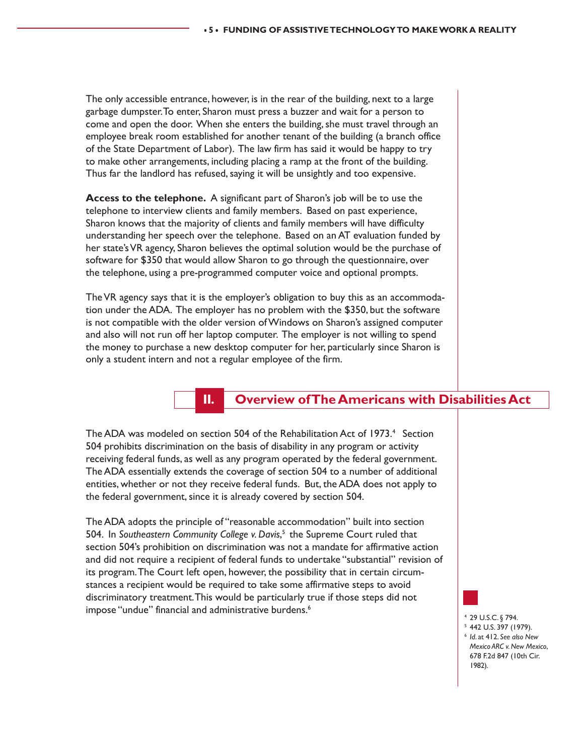The only accessible entrance, however, is in the rear of the building, next to a large garbage dumpster. To enter, Sharon must press a buzzer and wait for a person to come and open the door. When she enters the building, she must travel through an employee break room established for another tenant of the building (a branch office of the State Department of Labor). The law firm has said it would be happy to try to make other arrangements, including placing a ramp at the front of the building. Thus far the landlord has refused, saying it will be unsightly and too expensive.

**Access to the telephone.** A significant part of Sharon's job will be to use the telephone to interview clients and family members. Based on past experience, Sharon knows that the majority of clients and family members will have difficulty understanding her speech over the telephone. Based on an AT evaluation funded by her state's VR agency, Sharon believes the optimal solution would be the purchase of software for $350 that would allow Sharon to go through the questionnaire, over the telephone, using a pre-programmed computer voice and optional prompts.

The VR agency says that it is the employer's obligation to buy this as an accommodation under the ADA. The employer has no problem with the $350, but the software is not compatible with the older version of Windows on Sharon's assigned computer and also will not run off her laptop computer. The employer is not willing to spend the money to purchase a new desktop computer for her, particularly since Sharon is only a student intern and not a regular employee of the firm.

## II. Overview of The Americans with Disabilities Act

The ADA was modeled on section 504 of the Rehabilitation Act of 1973.[4] Section 504 prohibits discrimination on the basis of disability in any program or activity receiving federal funds, as well as any program operated by the federal government. The ADA essentially extends the coverage of section 504 to a number of additional entities, whether or not they receive federal funds. But, the ADA does not apply to the federal government, since it is already covered by section 504.

The ADA adopts the principle of "reasonable accommodation" built into section 504. In *Southeastern Community College v. Davis*,[5] the Supreme Court ruled that section 504's prohibition on discrimination was not a mandate for affirmative action and did not require a recipient of federal funds to undertake "substantial" revision of its program. The Court left open, however, the possibility that in certain circumstances a recipient would be required to take some affirmative steps to avoid discriminatory treatment. This would be particularly true if those steps did not impose "undue" financial and administrative burdens.[6]

[4] 29 U.S.C. § 794.
[5] 442 U.S. 397 (1979).
[6] *Id.* at 412. *See also New Mexico ARC v. New Mexico*, 678 F.2d 847 (10th Cir. 1982).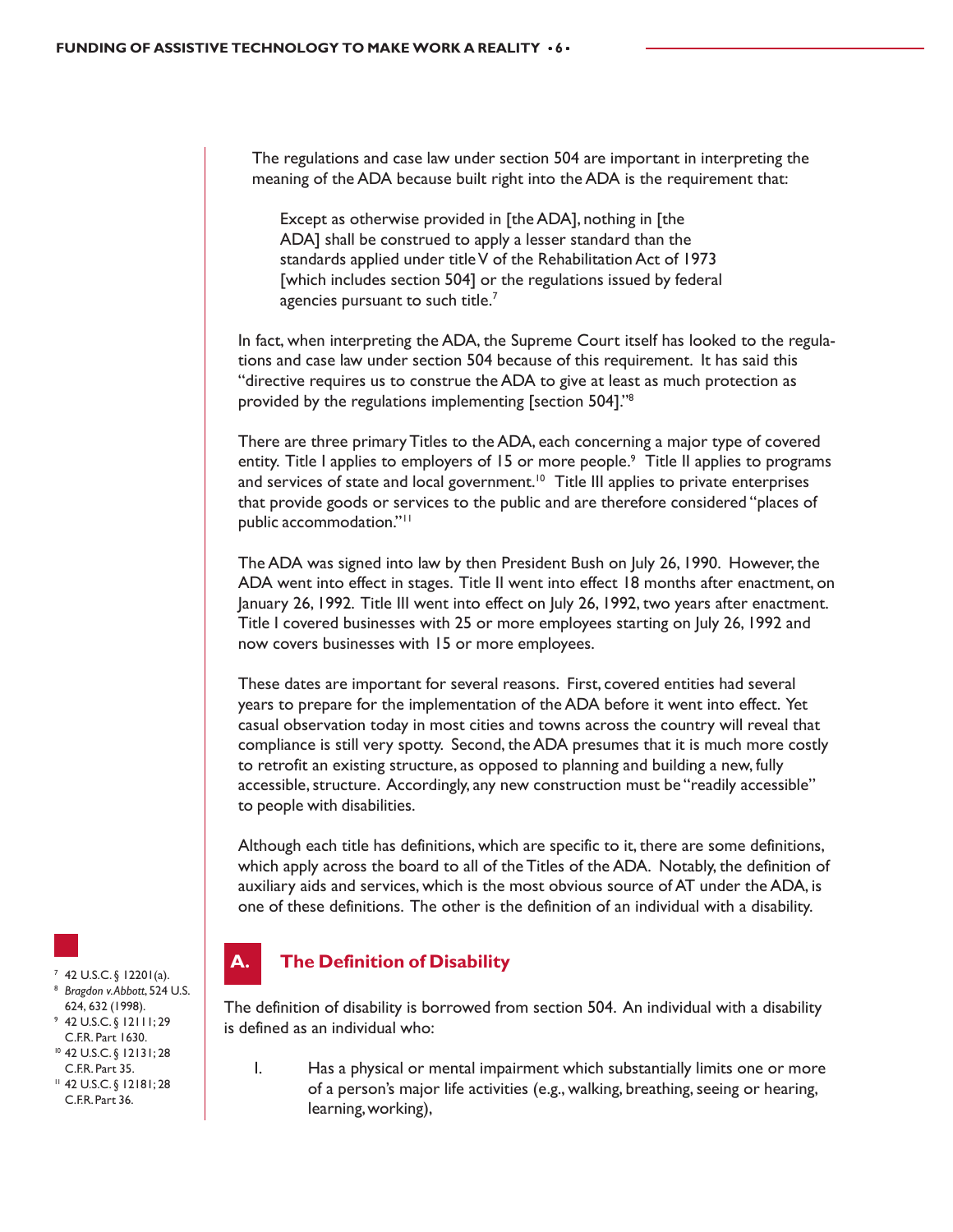The regulations and case law under section 504 are important in interpreting the meaning of the ADA because built right into the ADA is the requirement that:

> Except as otherwise provided in [the ADA], nothing in [the ADA] shall be construed to apply a lesser standard than the standards applied under title V of the Rehabilitation Act of 1973 [which includes section 504] or the regulations issued by federal agencies pursuant to such title.[7]

In fact, when interpreting the ADA, the Supreme Court itself has looked to the regulations and case law under section 504 because of this requirement. It has said this "directive requires us to construe the ADA to give at least as much protection as provided by the regulations implementing [section 504]."[8]

There are three primary Titles to the ADA, each concerning a major type of covered entity. Title I applies to employers of 15 or more people.[9] Title II applies to programs and services of state and local government.[10] Title III applies to private enterprises that provide goods or services to the public and are therefore considered "places of public accommodation."[11]

The ADA was signed into law by then President Bush on July 26, 1990. However, the ADA went into effect in stages. Title II went into effect 18 months after enactment, on January 26, 1992. Title III went into effect on July 26, 1992, two years after enactment. Title I covered businesses with 25 or more employees starting on July 26, 1992 and now covers businesses with 15 or more employees.

These dates are important for several reasons. First, covered entities had several years to prepare for the implementation of the ADA before it went into effect. Yet casual observation today in most cities and towns across the country will reveal that compliance is still very spotty. Second, the ADA presumes that it is much more costly to retrofit an existing structure, as opposed to planning and building a new, fully accessible, structure. Accordingly, any new construction must be "readily accessible" to people with disabilities.

Although each title has definitions, which are specific to it, there are some definitions, which apply across the board to all of the Titles of the ADA. Notably, the definition of auxiliary aids and services, which is the most obvious source of AT under the ADA, is one of these definitions. The other is the definition of an individual with a disability.

## A. The Definition of Disability

The definition of disability is borrowed from section 504. An individual with a disability is defined as an individual who:

1. Has a physical or mental impairment which substantially limits one or more of a person's major life activities (e.g., walking, breathing, seeing or hearing, learning, working),

---

[7] 42 U.S.C. § 12201(a).

[8] *Bragdon v. Abbott*, 524 U.S. 624, 632 (1998).

[9] 42 U.S.C. § 12111; 29 C.F.R. Part 1630.

[10] 42 U.S.C. § 12131; 28 C.F.R. Part 35.

[11] 42 U.S.C. § 12181; 28 C.F.R. Part 36.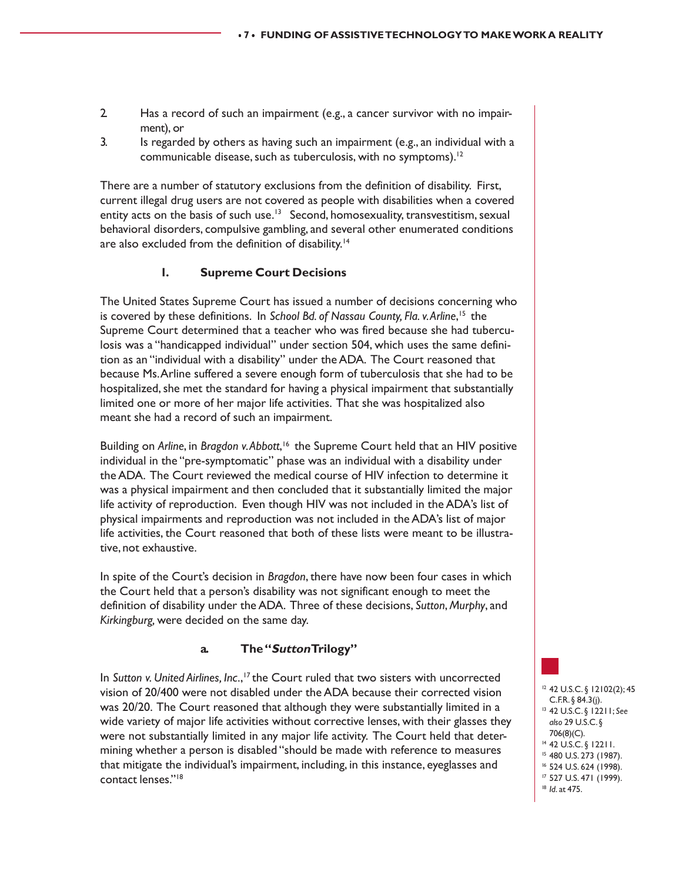2. Has a record of such an impairment (e.g., a cancer survivor with no impairment), or
3. Is regarded by others as having such an impairment (e.g., an individual with a communicable disease, such as tuberculosis, with no symptoms).[12]

There are a number of statutory exclusions from the definition of disability. First, current illegal drug users are not covered as people with disabilities when a covered entity acts on the basis of such use.[13] Second, homosexuality, transvestitism, sexual behavioral disorders, compulsive gambling, and several other enumerated conditions are also excluded from the definition of disability.[14]

### 1. Supreme Court Decisions

The United States Supreme Court has issued a number of decisions concerning who is covered by these definitions. In *School Bd. of Nassau County, Fla. v. Arline*,[15] the Supreme Court determined that a teacher who was fired because she had tuberculosis was a "handicapped individual" under section 504, which uses the same definition as an "individual with a disability" under the ADA. The Court reasoned that because Ms. Arline suffered a severe enough form of tuberculosis that she had to be hospitalized, she met the standard for having a physical impairment that substantially limited one or more of her major life activities. That she was hospitalized also meant she had a record of such an impairment.

Building on *Arline*, in *Bragdon v. Abbott*,[16] the Supreme Court held that an HIV positive individual in the "pre-symptomatic" phase was an individual with a disability under the ADA. The Court reviewed the medical course of HIV infection to determine it was a physical impairment and then concluded that it substantially limited the major life activity of reproduction. Even though HIV was not included in the ADA's list of physical impairments and reproduction was not included in the ADA's list of major life activities, the Court reasoned that both of these lists were meant to be illustrative, not exhaustive.

In spite of the Court's decision in *Bragdon*, there have now been four cases in which the Court held that a person's disability was not significant enough to meet the definition of disability under the ADA. Three of these decisions, *Sutton*, *Murphy*, and *Kirkingburg*, were decided on the same day.

#### a. The "*Sutton* Trilogy"

In *Sutton v. United Airlines, Inc.*,[17] the Court ruled that two sisters with uncorrected vision of 20/400 were not disabled under the ADA because their corrected vision was 20/20. The Court reasoned that although they were substantially limited in a wide variety of major life activities without corrective lenses, with their glasses they were not substantially limited in any major life activity. The Court held that determining whether a person is disabled "should be made with reference to measures that mitigate the individual's impairment, including, in this instance, eyeglasses and contact lenses."[18]

---

[12] 42 U.S.C. § 12102(2); 45 C.F.R. § 84.3(j).
[13] 42 U.S.C. § 12211; *See also* 29 U.S.C. § 706(8)(C).
[14] 42 U.S.C. § 12211.
[15] 480 U.S. 273 (1987).
[16] 524 U.S. 624 (1998).
[17] 527 U.S. 471 (1999).
[18] *Id.* at 475.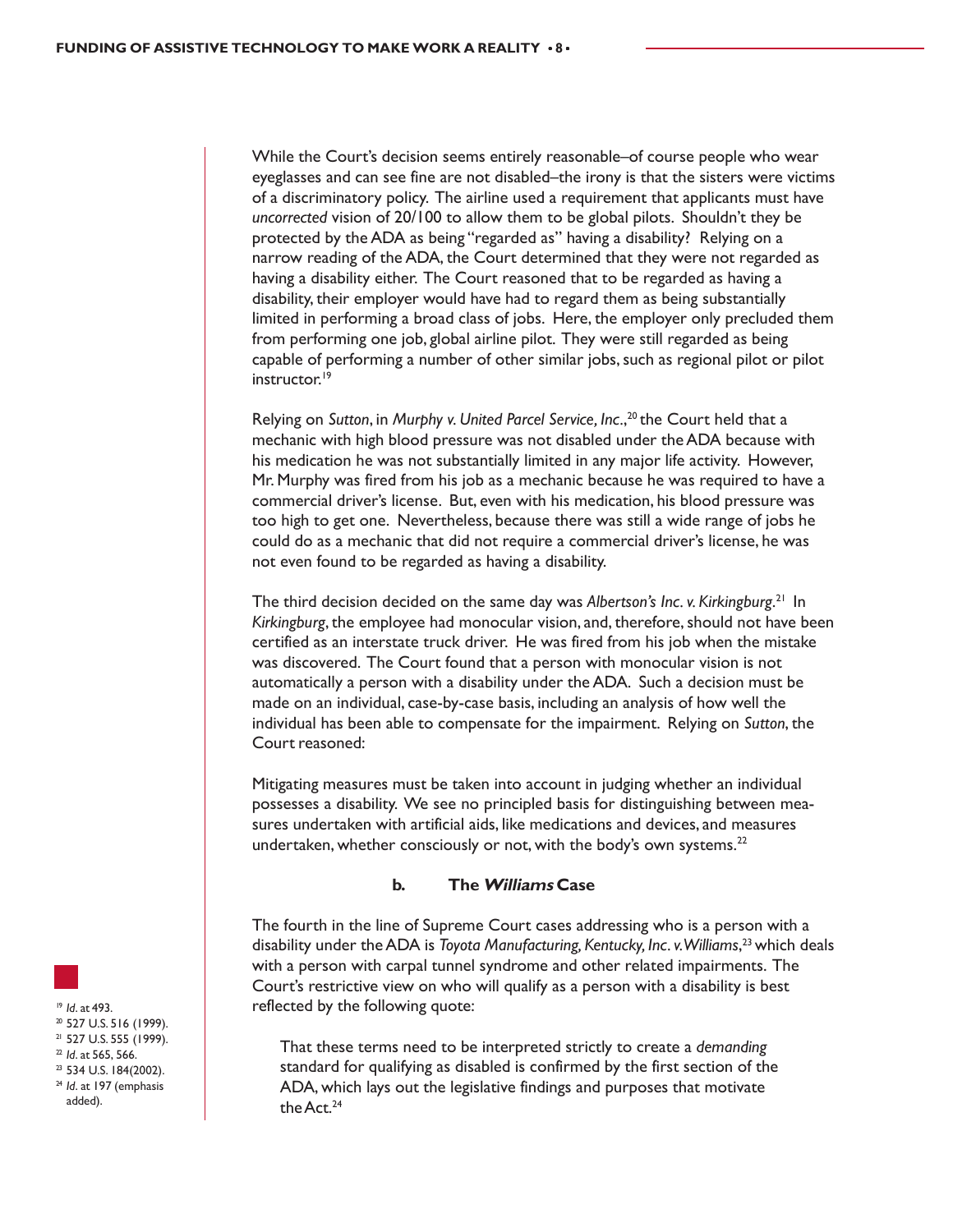While the Court's decision seems entirely reasonable–of course people who wear eyeglasses and can see fine are not disabled–the irony is that the sisters were victims of a discriminatory policy. The airline used a requirement that applicants must have *uncorrected* vision of 20/100 to allow them to be global pilots. Shouldn't they be protected by the ADA as being "regarded as" having a disability? Relying on a narrow reading of the ADA, the Court determined that they were not regarded as having a disability either. The Court reasoned that to be regarded as having a disability, their employer would have had to regard them as being substantially limited in performing a broad class of jobs. Here, the employer only precluded them from performing one job, global airline pilot. They were still regarded as being capable of performing a number of other similar jobs, such as regional pilot or pilot instructor.[19]

Relying on *Sutton*, in *Murphy v. United Parcel Service, Inc*.,[20] the Court held that a mechanic with high blood pressure was not disabled under the ADA because with his medication he was not substantially limited in any major life activity. However, Mr. Murphy was fired from his job as a mechanic because he was required to have a commercial driver's license. But, even with his medication, his blood pressure was too high to get one. Nevertheless, because there was still a wide range of jobs he could do as a mechanic that did not require a commercial driver's license, he was not even found to be regarded as having a disability.

The third decision decided on the same day was *Albertson's Inc. v. Kirkingburg*.[21] In *Kirkingburg*, the employee had monocular vision, and, therefore, should not have been certified as an interstate truck driver. He was fired from his job when the mistake was discovered. The Court found that a person with monocular vision is not automatically a person with a disability under the ADA. Such a decision must be made on an individual, case-by-case basis, including an analysis of how well the individual has been able to compensate for the impairment. Relying on *Sutton*, the Court reasoned:

Mitigating measures must be taken into account in judging whether an individual possesses a disability. We see no principled basis for distinguishing between measures undertaken with artificial aids, like medications and devices, and measures undertaken, whether consciously or not, with the body's own systems.[22]

### b. The *Williams* Case

The fourth in the line of Supreme Court cases addressing who is a person with a disability under the ADA is *Toyota Manufacturing, Kentucky, Inc. v. Williams*,[23] which deals with a person with carpal tunnel syndrome and other related impairments. The Court's restrictive view on who will qualify as a person with a disability is best reflected by the following quote:

> That these terms need to be interpreted strictly to create a *demanding* standard for qualifying as disabled is confirmed by the first section of the ADA, which lays out the legislative findings and purposes that motivate the Act.[24]

---

[19] *Id*. at 493.
[20] 527 U.S. 516 (1999).
[21] 527 U.S. 555 (1999).
[22] *Id*. at 565, 566.
[23] 534 U.S. 184(2002).
[24] *Id*. at 197 (emphasis added).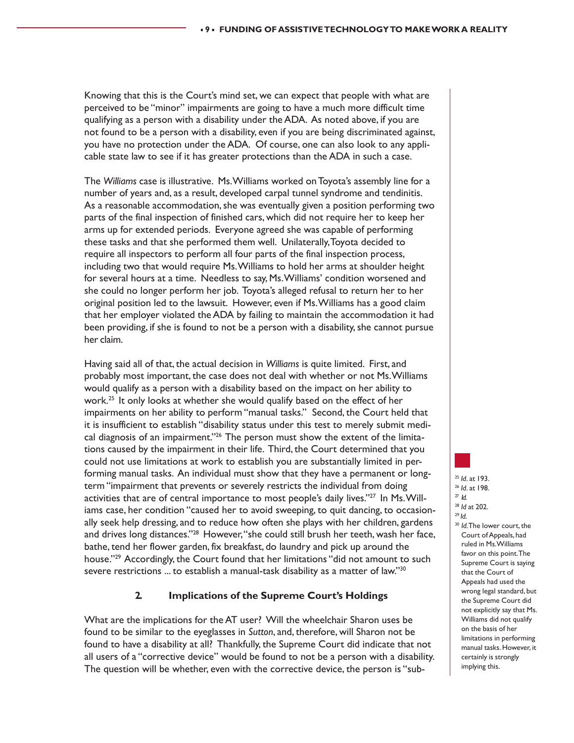Knowing that this is the Court's mind set, we can expect that people with what are perceived to be "minor" impairments are going to have a much more difficult time qualifying as a person with a disability under the ADA. As noted above, if you are not found to be a person with a disability, even if you are being discriminated against, you have no protection under the ADA. Of course, one can also look to any applicable state law to see if it has greater protections than the ADA in such a case.

The *Williams* case is illustrative. Ms. Williams worked on Toyota's assembly line for a number of years and, as a result, developed carpal tunnel syndrome and tendinitis. As a reasonable accommodation, she was eventually given a position performing two parts of the final inspection of finished cars, which did not require her to keep her arms up for extended periods. Everyone agreed she was capable of performing these tasks and that she performed them well. Unilaterally, Toyota decided to require all inspectors to perform all four parts of the final inspection process, including two that would require Ms. Williams to hold her arms at shoulder height for several hours at a time. Needless to say, Ms. Williams' condition worsened and she could no longer perform her job. Toyota's alleged refusal to return her to her original position led to the lawsuit. However, even if Ms. Williams has a good claim that her employer violated the ADA by failing to maintain the accommodation it had been providing, if she is found to not be a person with a disability, she cannot pursue her claim.

Having said all of that, the actual decision in *Williams* is quite limited. First, and probably most important, the case does not deal with whether or not Ms. Williams would qualify as a person with a disability based on the impact on her ability to work.[25] It only looks at whether she would qualify based on the effect of her impairments on her ability to perform "manual tasks." Second, the Court held that it is insufficient to establish "disability status under this test to merely submit medical diagnosis of an impairment."[26] The person must show the extent of the limitations caused by the impairment in their life. Third, the Court determined that you could not use limitations at work to establish you are substantially limited in performing manual tasks. An individual must show that they have a permanent or long-term "impairment that prevents or severely restricts the individual from doing activities that are of central importance to most people's daily lives."[27] In Ms. Williams case, her condition "caused her to avoid sweeping, to quit dancing, to occasionally seek help dressing, and to reduce how often she plays with her children, gardens and drives long distances."[28] However, "she could still brush her teeth, wash her face, bathe, tend her flower garden, fix breakfast, do laundry and pick up around the house."[29] Accordingly, the Court found that her limitations "did not amount to such severe restrictions ... to establish a manual-task disability as a matter of law."[30]

### 2. Implications of the Supreme Court's Holdings

What are the implications for the AT user? Will the wheelchair Sharon uses be found to be similar to the eyeglasses in *Sutton*, and, therefore, will Sharon not be found to have a disability at all? Thankfully, the Supreme Court did indicate that not all users of a "corrective device" would be found to not be a person with a disability. The question will be whether, even with the corrective device, the person is "sub-

---

[25] *Id*. at 193.

[26] *Id*. at 198.

[27] *Id.*

[28] *Id* at 202.

[29] *Id.*

[30] *Id.* The lower court, the Court of Appeals, had ruled in Ms. Williams favor on this point. The Supreme Court is saying that the Court of Appeals had used the wrong legal standard, but the Supreme Court did not explicitly say that Ms. Williams did not qualify on the basis of her limitations in performing manual tasks. However, it certainly is strongly implying this.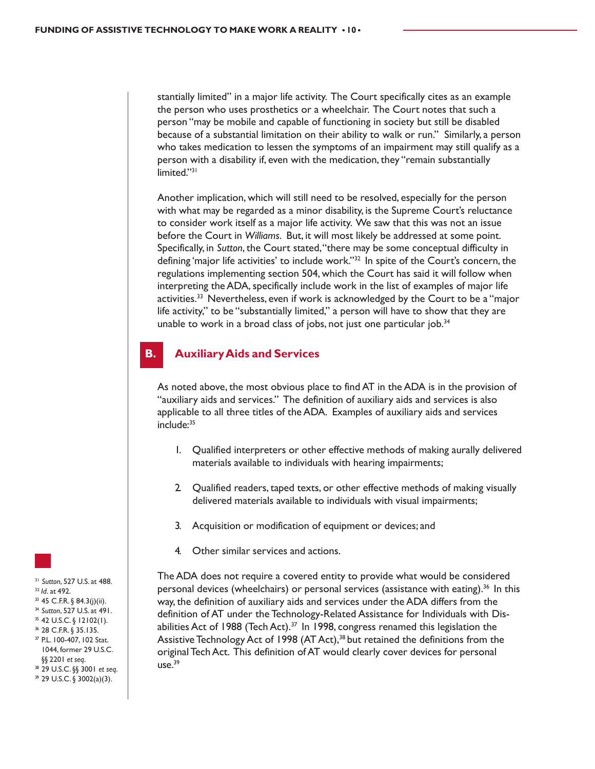stantially limited" in a major life activity. The Court specifically cites as an example the person who uses prosthetics or a wheelchair. The Court notes that such a person "may be mobile and capable of functioning in society but still be disabled because of a substantial limitation on their ability to walk or run." Similarly, a person who takes medication to lessen the symptoms of an impairment may still qualify as a person with a disability if, even with the medication, they "remain substantially limited."[31]

Another implication, which will still need to be resolved, especially for the person with what may be regarded as a minor disability, is the Supreme Court's reluctance to consider work itself as a major life activity. We saw that this was not an issue before the Court in *Williams*. But, it will most likely be addressed at some point. Specifically, in *Sutton*, the Court stated, "there may be some conceptual difficulty in defining 'major life activities' to include work."[32] In spite of the Court's concern, the regulations implementing section 504, which the Court has said it will follow when interpreting the ADA, specifically include work in the list of examples of major life activities.[33] Nevertheless, even if work is acknowledged by the Court to be a "major life activity," to be "substantially limited," a person will have to show that they are unable to work in a broad class of jobs, not just one particular job.[34]

## B. Auxiliary Aids and Services

As noted above, the most obvious place to find AT in the ADA is in the provision of "auxiliary aids and services." The definition of auxiliary aids and services is also applicable to all three titles of the ADA. Examples of auxiliary aids and services include:[35]

1. Qualified interpreters or other effective methods of making aurally delivered materials available to individuals with hearing impairments;
2. Qualified readers, taped texts, or other effective methods of making visually delivered materials available to individuals with visual impairments;
3. Acquisition or modification of equipment or devices; and
4. Other similar services and actions.

The ADA does not require a covered entity to provide what would be considered personal devices (wheelchairs) or personal services (assistance with eating).[36] In this way, the definition of auxiliary aids and services under the ADA differs from the definition of AT under the Technology-Related Assistance for Individuals with Disabilities Act of 1988 (Tech Act).[37] In 1998, congress renamed this legislation the Assistive Technology Act of 1998 (AT Act),[38] but retained the definitions from the original Tech Act. This definition of AT would clearly cover devices for personal use.[39]

---

[31] *Sutton*, 527 U.S. at 488.
[32] *Id*. at 492.
[33] 45 C.F.R. § 84.3(j)(ii).
[34] *Sutton*, 527 U.S. at 491.
[35] 42 U.S.C. § 12102(1).
[36] 28 C.F.R. § 35.135.
[37] P.L. 100-407, 102 Stat. 1044, former 29 U.S.C. §§ 2201 *et seq*.
[38] 29 U.S.C. §§ 3001 *et seq*.
[39] 29 U.S.C. § 3002(a)(3).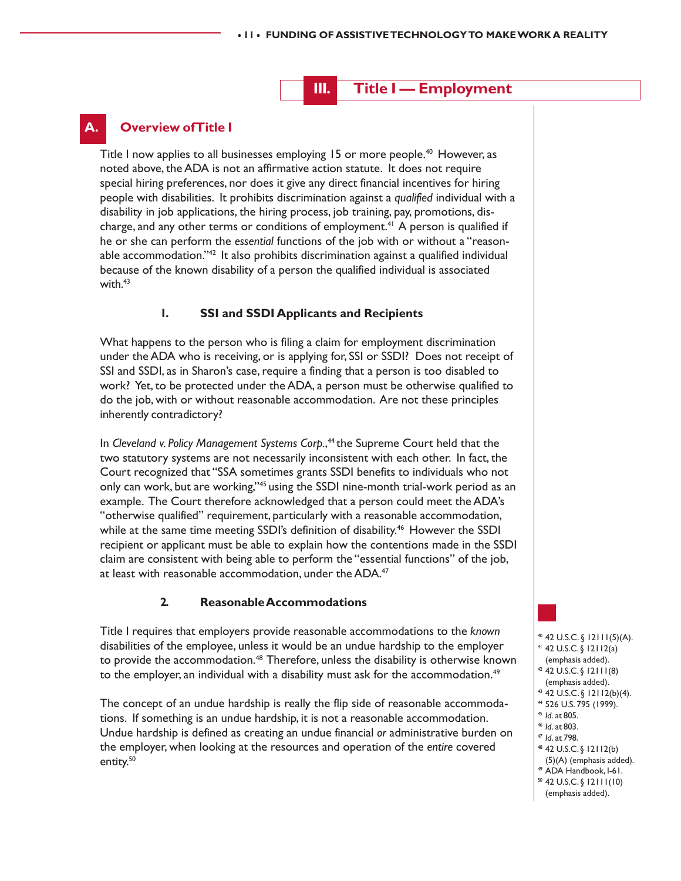# III. Title I — Employment

## A. Overview of Title I

Title I now applies to all businesses employing 15 or more people.[40] However, as noted above, the ADA is not an affirmative action statute. It does not require special hiring preferences, nor does it give any direct financial incentives for hiring people with disabilities. It prohibits discrimination against a *qualified* individual with a disability in job applications, the hiring process, job training, pay, promotions, discharge, and any other terms or conditions of employment.[41] A person is qualified if he or she can perform the *essential* functions of the job with or without a "reasonable accommodation."[42] It also prohibits discrimination against a qualified individual because of the known disability of a person the qualified individual is associated with.[43]

### 1. SSI and SSDI Applicants and Recipients

What happens to the person who is filing a claim for employment discrimination under the ADA who is receiving, or is applying for, SSI or SSDI? Does not receipt of SSI and SSDI, as in Sharon's case, require a finding that a person is too disabled to work? Yet, to be protected under the ADA, a person must be otherwise qualified to do the job, with or without reasonable accommodation. Are not these principles inherently contradictory?

In *Cleveland v. Policy Management Systems Corp.*,[44] the Supreme Court held that the two statutory systems are not necessarily inconsistent with each other. In fact, the Court recognized that "SSA sometimes grants SSDI benefits to individuals who not only can work, but are working,"[45] using the SSDI nine-month trial-work period as an example. The Court therefore acknowledged that a person could meet the ADA's "otherwise qualified" requirement, particularly with a reasonable accommodation, while at the same time meeting SSDI's definition of disability.[46] However the SSDI recipient or applicant must be able to explain how the contentions made in the SSDI claim are consistent with being able to perform the "essential functions" of the job, at least with reasonable accommodation, under the ADA.[47]

### 2. Reasonable Accommodations

Title I requires that employers provide reasonable accommodations to the *known* disabilities of the employee, unless it would be an undue hardship to the employer to provide the accommodation.[48] Therefore, unless the disability is otherwise known to the employer, an individual with a disability must ask for the accommodation.[49]

The concept of an undue hardship is really the flip side of reasonable accommodations. If something is an undue hardship, it is not a reasonable accommodation. Undue hardship is defined as creating an undue financial *or* administrative burden on the employer, when looking at the resources and operation of the *entire* covered entity.[50]

---

[40] 42 U.S.C. § 12111(5)(A).
[41] 42 U.S.C. § 12112(a) (emphasis added).
[42] 42 U.S.C. § 12111(8) (emphasis added).
[43] 42 U.S.C. § 12112(b)(4).
[44] 526 U.S. 795 (1999).
[45] *Id.* at 805.
[46] *Id.* at 803.
[47] *Id.* at 798.
[48] 42 U.S.C. § 12112(b)(5)(A) (emphasis added).
[49] ADA Handbook, I-61.
[50] 42 U.S.C. § 12111(10) (emphasis added).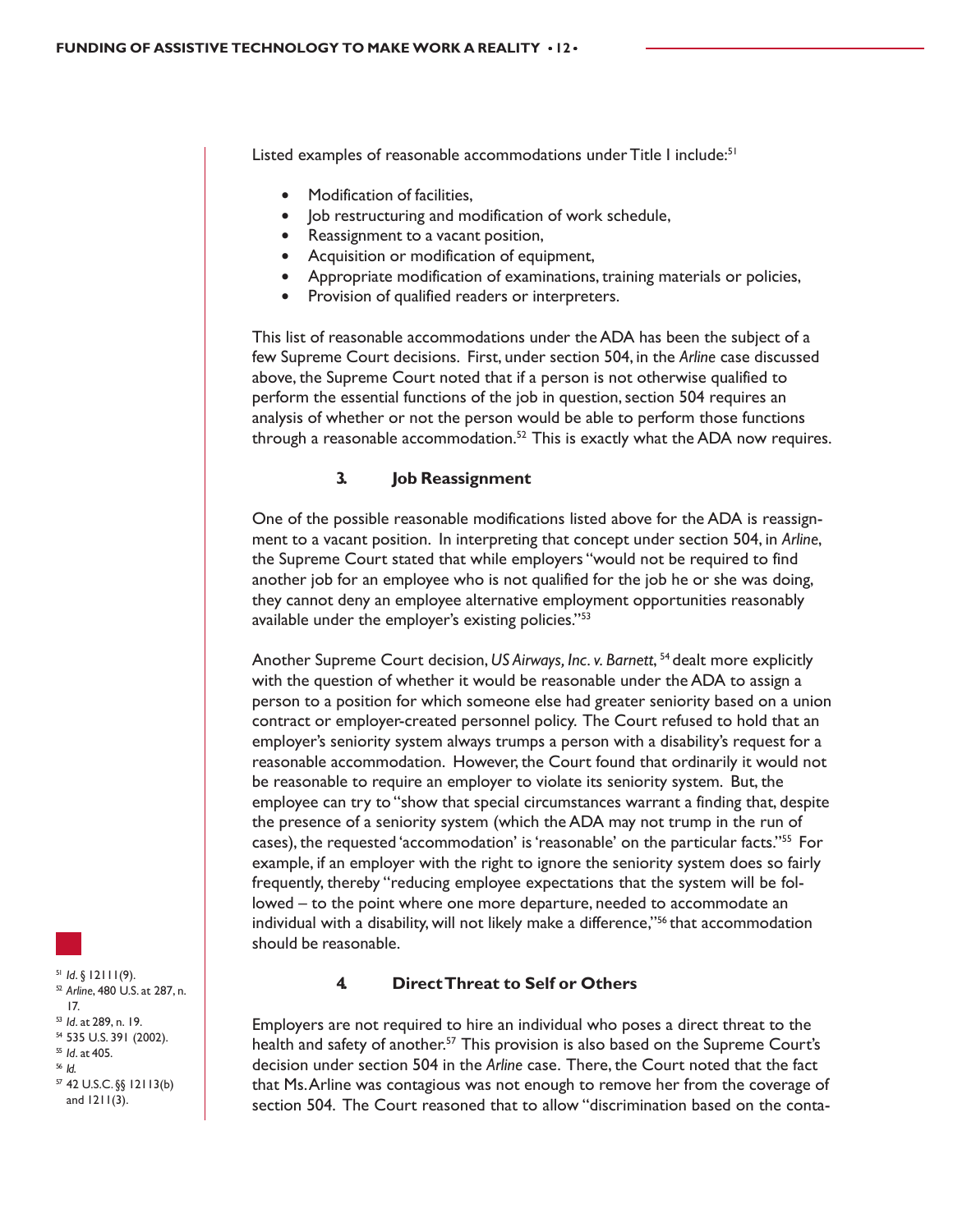Listed examples of reasonable accommodations under Title I include:[51]

- Modification of facilities,
- Job restructuring and modification of work schedule,
- Reassignment to a vacant position,
- Acquisition or modification of equipment,
- Appropriate modification of examinations, training materials or policies,
- Provision of qualified readers or interpreters.

This list of reasonable accommodations under the ADA has been the subject of a few Supreme Court decisions. First, under section 504, in the *Arline* case discussed above, the Supreme Court noted that if a person is not otherwise qualified to perform the essential functions of the job in question, section 504 requires an analysis of whether or not the person would be able to perform those functions through a reasonable accommodation.[52] This is exactly what the ADA now requires.

### 3. Job Reassignment

One of the possible reasonable modifications listed above for the ADA is reassignment to a vacant position. In interpreting that concept under section 504, in *Arline*, the Supreme Court stated that while employers "would not be required to find another job for an employee who is not qualified for the job he or she was doing, they cannot deny an employee alternative employment opportunities reasonably available under the employer's existing policies."[53]

Another Supreme Court decision, *US Airways, Inc. v. Barnett,*[54] dealt more explicitly with the question of whether it would be reasonable under the ADA to assign a person to a position for which someone else had greater seniority based on a union contract or employer-created personnel policy. The Court refused to hold that an employer's seniority system always trumps a person with a disability's request for a reasonable accommodation. However, the Court found that ordinarily it would not be reasonable to require an employer to violate its seniority system. But, the employee can try to "show that special circumstances warrant a finding that, despite the presence of a seniority system (which the ADA may not trump in the run of cases), the requested 'accommodation' is 'reasonable' on the particular facts."[55] For example, if an employer with the right to ignore the seniority system does so fairly frequently, thereby "reducing employee expectations that the system will be followed – to the point where one more departure, needed to accommodate an individual with a disability, will not likely make a difference,"[56] that accommodation should be reasonable.

### 4. Direct Threat to Self or Others

Employers are not required to hire an individual who poses a direct threat to the health and safety of another.[57] This provision is also based on the Supreme Court's decision under section 504 in the *Arline* case. There, the Court noted that the fact that Ms. Arline was contagious was not enough to remove her from the coverage of section 504. The Court reasoned that to allow "discrimination based on the conta-

---

[51] *Id*. § 12111(9).
[52] *Arline*, 480 U.S. at 287, n. 17.
[53] *Id*. at 289, n. 19.
[54] 535 U.S. 391 (2002).
[55] *Id*. at 405.
[56] *Id.*
[57] 42 U.S.C. §§ 12113(b) and 1211(3).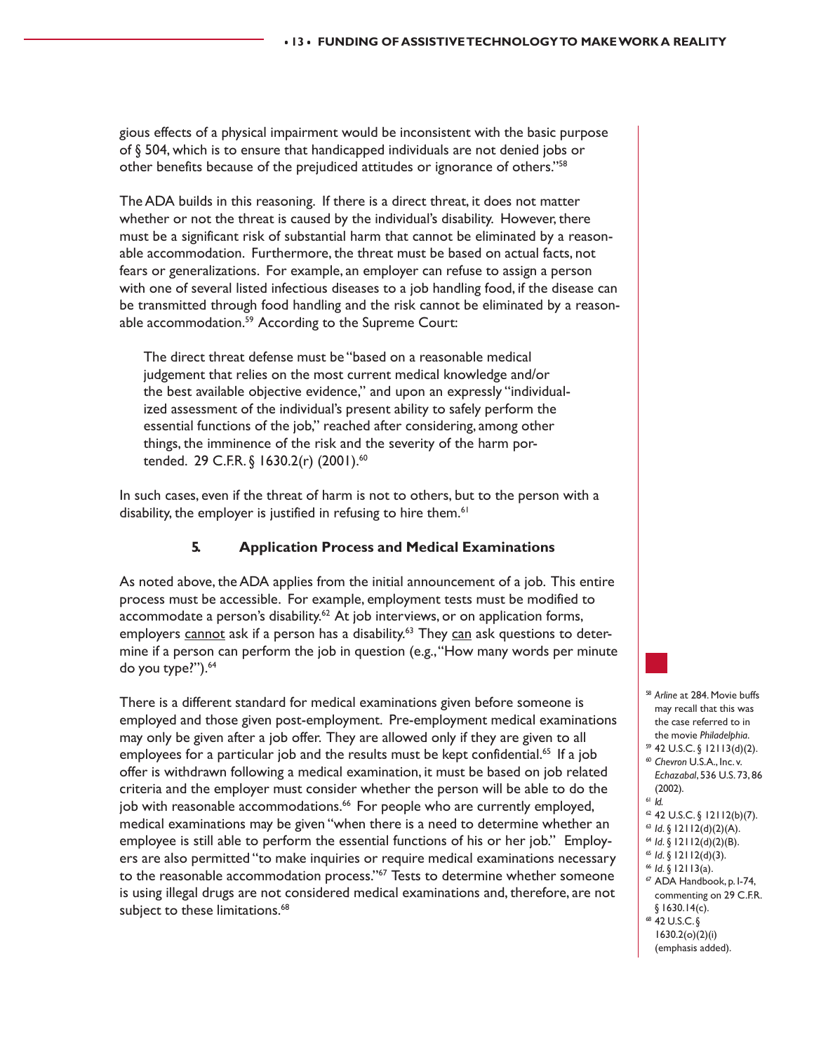gious effects of a physical impairment would be inconsistent with the basic purpose of § 504, which is to ensure that handicapped individuals are not denied jobs or other benefits because of the prejudiced attitudes or ignorance of others."[58]

The ADA builds in this reasoning. If there is a direct threat, it does not matter whether or not the threat is caused by the individual's disability. However, there must be a significant risk of substantial harm that cannot be eliminated by a reasonable accommodation. Furthermore, the threat must be based on actual facts, not fears or generalizations. For example, an employer can refuse to assign a person with one of several listed infectious diseases to a job handling food, if the disease can be transmitted through food handling and the risk cannot be eliminated by a reasonable accommodation.[59] According to the Supreme Court:

> The direct threat defense must be "based on a reasonable medical judgement that relies on the most current medical knowledge and/or the best available objective evidence," and upon an expressly "individualized assessment of the individual's present ability to safely perform the essential functions of the job," reached after considering, among other things, the imminence of the risk and the severity of the harm portended. 29 C.F.R. § 1630.2(r) (2001).[60]

In such cases, even if the threat of harm is not to others, but to the person with a disability, the employer is justified in refusing to hire them.[61]

### 5. Application Process and Medical Examinations

As noted above, the ADA applies from the initial announcement of a job. This entire process must be accessible. For example, employment tests must be modified to accommodate a person's disability.[62] At job interviews, or on application forms, employers <u>cannot</u> ask if a person has a disability.[63] They <u>can</u> ask questions to determine if a person can perform the job in question (e.g., "How many words per minute do you type?").[64]

There is a different standard for medical examinations given before someone is employed and those given post-employment. Pre-employment medical examinations may only be given after a job offer. They are allowed only if they are given to all employees for a particular job and the results must be kept confidential.[65] If a job offer is withdrawn following a medical examination, it must be based on job related criteria and the employer must consider whether the person will be able to do the job with reasonable accommodations.[66] For people who are currently employed, medical examinations may be given "when there is a need to determine whether an employee is still able to perform the essential functions of his or her job." Employers are also permitted "to make inquiries or require medical examinations necessary to the reasonable accommodation process."[67] Tests to determine whether someone is using illegal drugs are not considered medical examinations and, therefore, are not subject to these limitations.[68]

---

[58] *Arline* at 284. Movie buffs may recall that this was the case referred to in the movie *Philadelphia*.

[59] 42 U.S.C. § 12113(d)(2).

[60] *Chevron* U.S.A., Inc. v. *Echazabal*, 536 U.S. 73, 86 (2002).

[61] *Id.*

[62] 42 U.S.C. § 12112(b)(7).

[63] *Id.* § 12112(d)(2)(A).

[64] *Id.* § 12112(d)(2)(B).

[65] *Id.* § 12112(d)(3).

[66] *Id.* § 12113(a).

[67] ADA Handbook, p. I-74, commenting on 29 C.F.R. § 1630.14(c).

[68] 42 U.S.C. § 1630.2(o)(2)(i) (emphasis added).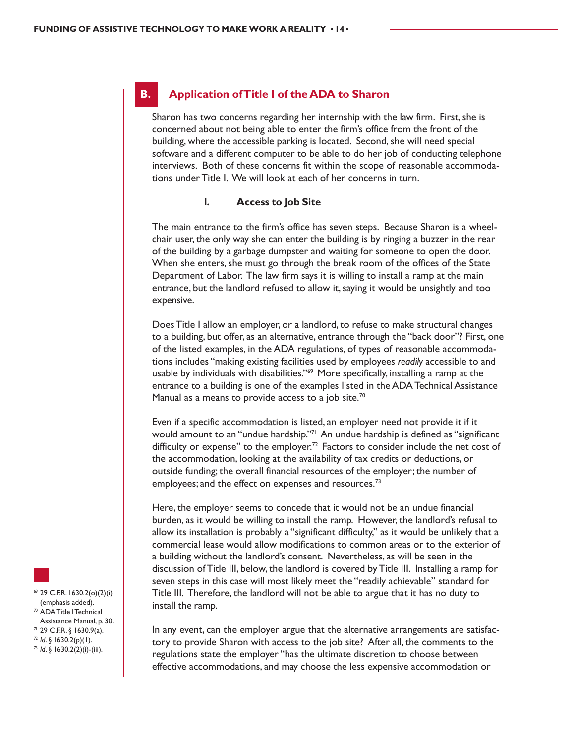## B. Application of Title I of the ADA to Sharon

Sharon has two concerns regarding her internship with the law firm. First, she is concerned about not being able to enter the firm's office from the front of the building, where the accessible parking is located. Second, she will need special software and a different computer to be able to do her job of conducting telephone interviews. Both of these concerns fit within the scope of reasonable accommodations under Title I. We will look at each of her concerns in turn.

### 1. Access to Job Site

The main entrance to the firm's office has seven steps. Because Sharon is a wheelchair user, the only way she can enter the building is by ringing a buzzer in the rear of the building by a garbage dumpster and waiting for someone to open the door. When she enters, she must go through the break room of the offices of the State Department of Labor. The law firm says it is willing to install a ramp at the main entrance, but the landlord refused to allow it, saying it would be unsightly and too expensive.

Does Title I allow an employer, or a landlord, to refuse to make structural changes to a building, but offer, as an alternative, entrance through the "back door"? First, one of the listed examples, in the ADA regulations, of types of reasonable accommodations includes "making existing facilities used by employees *readily* accessible to and usable by individuals with disabilities."[69] More specifically, installing a ramp at the entrance to a building is one of the examples listed in the ADA Technical Assistance Manual as a means to provide access to a job site.[70]

Even if a specific accommodation is listed, an employer need not provide it if it would amount to an "undue hardship."[71] An undue hardship is defined as "significant difficulty or expense" to the employer.[72] Factors to consider include the net cost of the accommodation, looking at the availability of tax credits or deductions, or outside funding; the overall financial resources of the employer; the number of employees; and the effect on expenses and resources.[73]

Here, the employer seems to concede that it would not be an undue financial burden, as it would be willing to install the ramp. However, the landlord's refusal to allow its installation is probably a "significant difficulty," as it would be unlikely that a commercial lease would allow modifications to common areas or to the exterior of a building without the landlord's consent. Nevertheless, as will be seen in the discussion of Title III, below, the landlord is covered by Title III. Installing a ramp for seven steps in this case will most likely meet the "readily achievable" standard for Title III. Therefore, the landlord will not be able to argue that it has no duty to install the ramp.

In any event, can the employer argue that the alternative arrangements are satisfactory to provide Sharon with access to the job site? After all, the comments to the regulations state the employer "has the ultimate discretion to choose between effective accommodations, and may choose the less expensive accommodation or

[69] 29 C.F.R. 1630.2(o)(2)(i) (emphasis added).
[70] ADA Title I Technical Assistance Manual, p. 30.
[71] 29 C.F.R. § 1630.9(a).
[72] *Id.* § 1630.2(p)(1).
[73] *Id.* § 1630.2(2)(i)-(iii).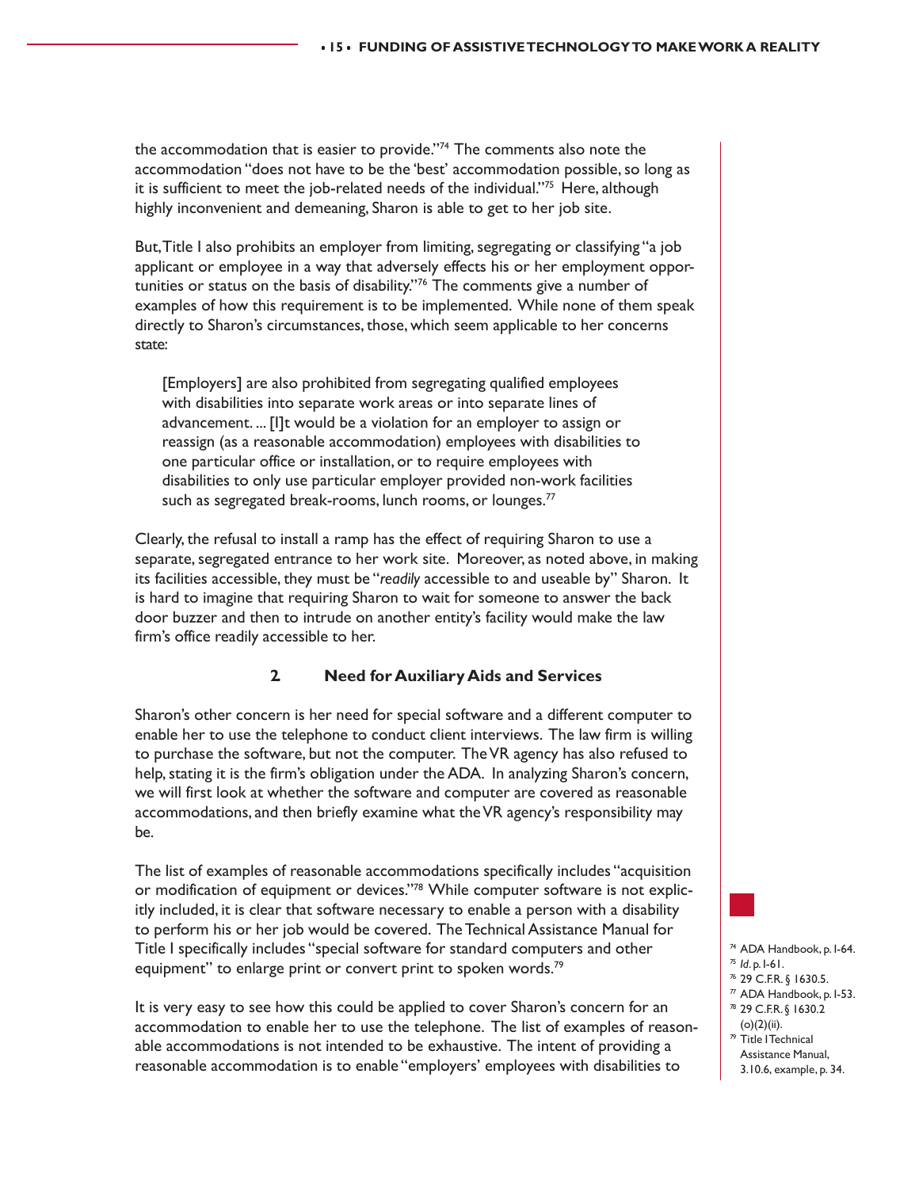the accommodation that is easier to provide."[74] The comments also note the accommodation "does not have to be the 'best' accommodation possible, so long as it is sufficient to meet the job-related needs of the individual."[75] Here, although highly inconvenient and demeaning, Sharon is able to get to her job site.

But, Title I also prohibits an employer from limiting, segregating or classifying "a job applicant or employee in a way that adversely effects his or her employment opportunities or status on the basis of disability."[76] The comments give a number of examples of how this requirement is to be implemented. While none of them speak directly to Sharon's circumstances, those, which seem applicable to her concerns state:

> [Employers] are also prohibited from segregating qualified employees with disabilities into separate work areas or into separate lines of advancement. ... [I]t would be a violation for an employer to assign or reassign (as a reasonable accommodation) employees with disabilities to one particular office or installation, or to require employees with disabilities to only use particular employer provided non-work facilities such as segregated break-rooms, lunch rooms, or lounges.[77]

Clearly, the refusal to install a ramp has the effect of requiring Sharon to use a separate, segregated entrance to her work site. Moreover, as noted above, in making its facilities accessible, they must be "*readily* accessible to and useable by" Sharon. It is hard to imagine that requiring Sharon to wait for someone to answer the back door buzzer and then to intrude on another entity's facility would make the law firm's office readily accessible to her.

### 2 Need for Auxiliary Aids and Services

Sharon's other concern is her need for special software and a different computer to enable her to use the telephone to conduct client interviews. The law firm is willing to purchase the software, but not the computer. The VR agency has also refused to help, stating it is the firm's obligation under the ADA. In analyzing Sharon's concern, we will first look at whether the software and computer are covered as reasonable accommodations, and then briefly examine what the VR agency's responsibility may be.

The list of examples of reasonable accommodations specifically includes "acquisition or modification of equipment or devices."[78] While computer software is not explicitly included, it is clear that software necessary to enable a person with a disability to perform his or her job would be covered. The Technical Assistance Manual for Title I specifically includes "special software for standard computers and other equipment" to enlarge print or convert print to spoken words.[79]

It is very easy to see how this could be applied to cover Sharon's concern for an accommodation to enable her to use the telephone. The list of examples of reasonable accommodations is not intended to be exhaustive. The intent of providing a reasonable accommodation is to enable "employers' employees with disabilities to

[74] ADA Handbook, p. I-64.
[75] *Id*. p. I-61.
[76] 29 C.F.R. § 1630.5.
[77] ADA Handbook, p. I-53.
[78] 29 C.F.R. § 1630.2 (o)(2)(ii).
[79] Title I Technical Assistance Manual, 3.10.6, example, p. 34.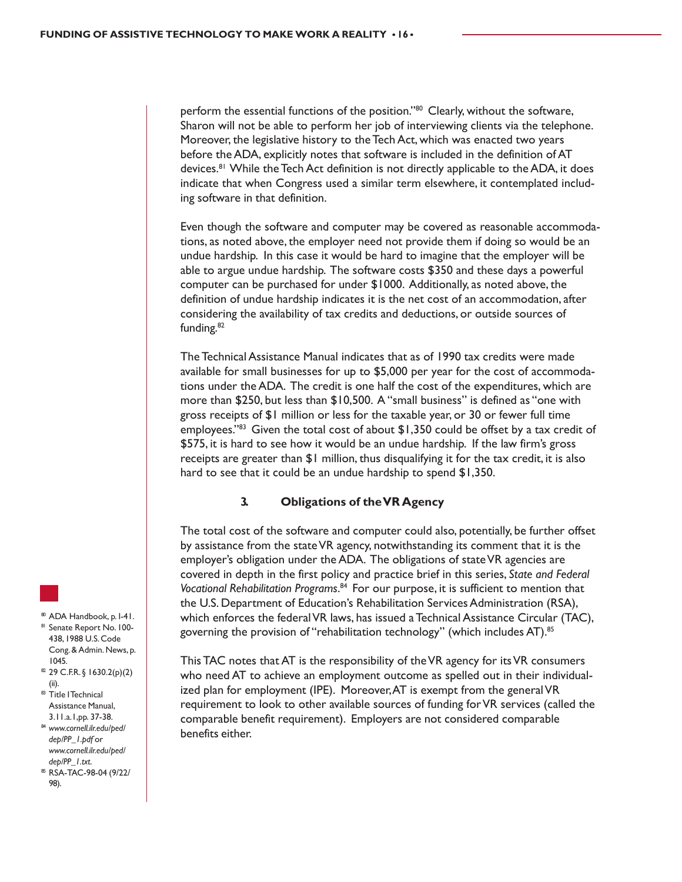perform the essential functions of the position."[80] Clearly, without the software, Sharon will not be able to perform her job of interviewing clients via the telephone. Moreover, the legislative history to the Tech Act, which was enacted two years before the ADA, explicitly notes that software is included in the definition of AT devices.[81] While the Tech Act definition is not directly applicable to the ADA, it does indicate that when Congress used a similar term elsewhere, it contemplated including software in that definition.

Even though the software and computer may be covered as reasonable accommodations, as noted above, the employer need not provide them if doing so would be an undue hardship. In this case it would be hard to imagine that the employer will be able to argue undue hardship. The software costs $350 and these days a powerful computer can be purchased for under $1000. Additionally, as noted above, the definition of undue hardship indicates it is the net cost of an accommodation, after considering the availability of tax credits and deductions, or outside sources of funding.[82]

The Technical Assistance Manual indicates that as of 1990 tax credits were made available for small businesses for up to $5,000 per year for the cost of accommodations under the ADA. The credit is one half the cost of the expenditures, which are more than $250, but less than $10,500. A "small business" is defined as "one with gross receipts of $1 million or less for the taxable year, or 30 or fewer full time employees."[83] Given the total cost of about $1,350 could be offset by a tax credit of $575, it is hard to see how it would be an undue hardship. If the law firm's gross receipts are greater than $1 million, thus disqualifying it for the tax credit, it is also hard to see that it could be an undue hardship to spend $1,350.

### 3. Obligations of the VR Agency

The total cost of the software and computer could also, potentially, be further offset by assistance from the state VR agency, notwithstanding its comment that it is the employer's obligation under the ADA. The obligations of state VR agencies are covered in depth in the first policy and practice brief in this series, *State and Federal Vocational Rehabilitation Programs*.[84] For our purpose, it is sufficient to mention that the U.S. Department of Education's Rehabilitation Services Administration (RSA), which enforces the federal VR laws, has issued a Technical Assistance Circular (TAC), governing the provision of "rehabilitation technology" (which includes AT).[85]

This TAC notes that AT is the responsibility of the VR agency for its VR consumers who need AT to achieve an employment outcome as spelled out in their individualized plan for employment (IPE). Moreover, AT is exempt from the general VR requirement to look to other available sources of funding for VR services (called the comparable benefit requirement). Employers are not considered comparable benefits either.

---

[80] ADA Handbook, p. I-41.

[81] Senate Report No. 100-438, 1988 U.S. Code Cong. & Admin. News, p. 1045.

[82] 29 C.F.R. § 1630.2(p)(2)(ii).

[83] Title I Technical Assistance Manual, 3.11.a.1, pp. 37-38.

[84] *www.cornell.ilr.edu/ped/dep/PP_1.pdf* or *www.cornell.ilr.edu/ped/dep/PP_1.txt*.

[85] RSA-TAC-98-04 (9/22/98).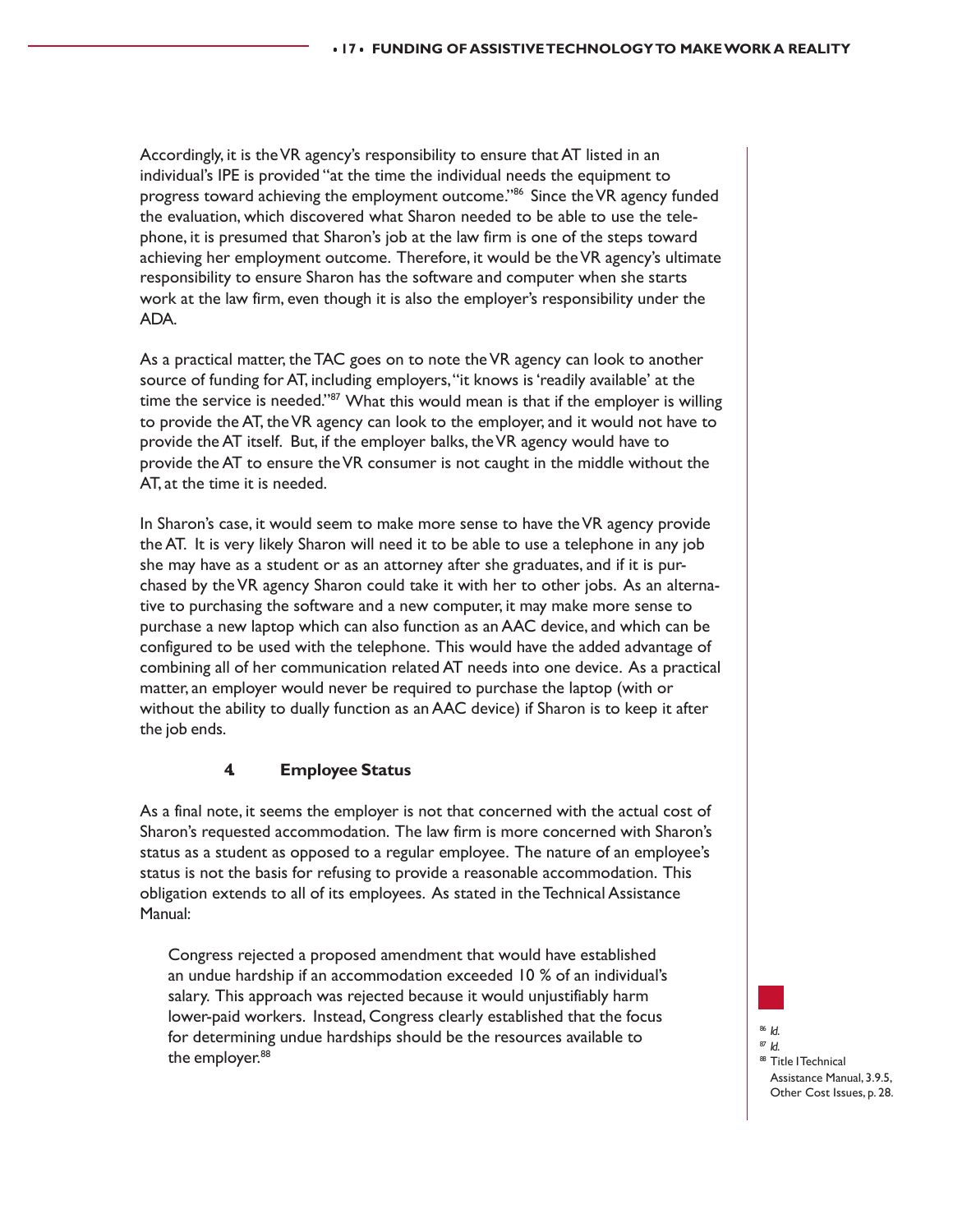Accordingly, it is the VR agency's responsibility to ensure that AT listed in an individual's IPE is provided "at the time the individual needs the equipment to progress toward achieving the employment outcome."[86] Since the VR agency funded the evaluation, which discovered what Sharon needed to be able to use the telephone, it is presumed that Sharon's job at the law firm is one of the steps toward achieving her employment outcome. Therefore, it would be the VR agency's ultimate responsibility to ensure Sharon has the software and computer when she starts work at the law firm, even though it is also the employer's responsibility under the ADA.

As a practical matter, the TAC goes on to note the VR agency can look to another source of funding for AT, including employers, "it knows is 'readily available' at the time the service is needed."[87] What this would mean is that if the employer is willing to provide the AT, the VR agency can look to the employer, and it would not have to provide the AT itself. But, if the employer balks, the VR agency would have to provide the AT to ensure the VR consumer is not caught in the middle without the AT, at the time it is needed.

In Sharon's case, it would seem to make more sense to have the VR agency provide the AT. It is very likely Sharon will need it to be able to use a telephone in any job she may have as a student or as an attorney after she graduates, and if it is purchased by the VR agency Sharon could take it with her to other jobs. As an alternative to purchasing the software and a new computer, it may make more sense to purchase a new laptop which can also function as an AAC device, and which can be configured to be used with the telephone. This would have the added advantage of combining all of her communication related AT needs into one device. As a practical matter, an employer would never be required to purchase the laptop (with or without the ability to dually function as an AAC device) if Sharon is to keep it after the job ends.

### 4. Employee Status

As a final note, it seems the employer is not that concerned with the actual cost of Sharon's requested accommodation. The law firm is more concerned with Sharon's status as a student as opposed to a regular employee. The nature of an employee's status is not the basis for refusing to provide a reasonable accommodation. This obligation extends to all of its employees. As stated in the Technical Assistance Manual:

> Congress rejected a proposed amendment that would have established an undue hardship if an accommodation exceeded 10 % of an individual's salary. This approach was rejected because it would unjustifiably harm lower-paid workers. Instead, Congress clearly established that the focus for determining undue hardships should be the resources available to the employer.[88]

---

[86] *Id.*

[87] *Id.*

[88] Title I Technical Assistance Manual, 3.9.5, Other Cost Issues, p. 28.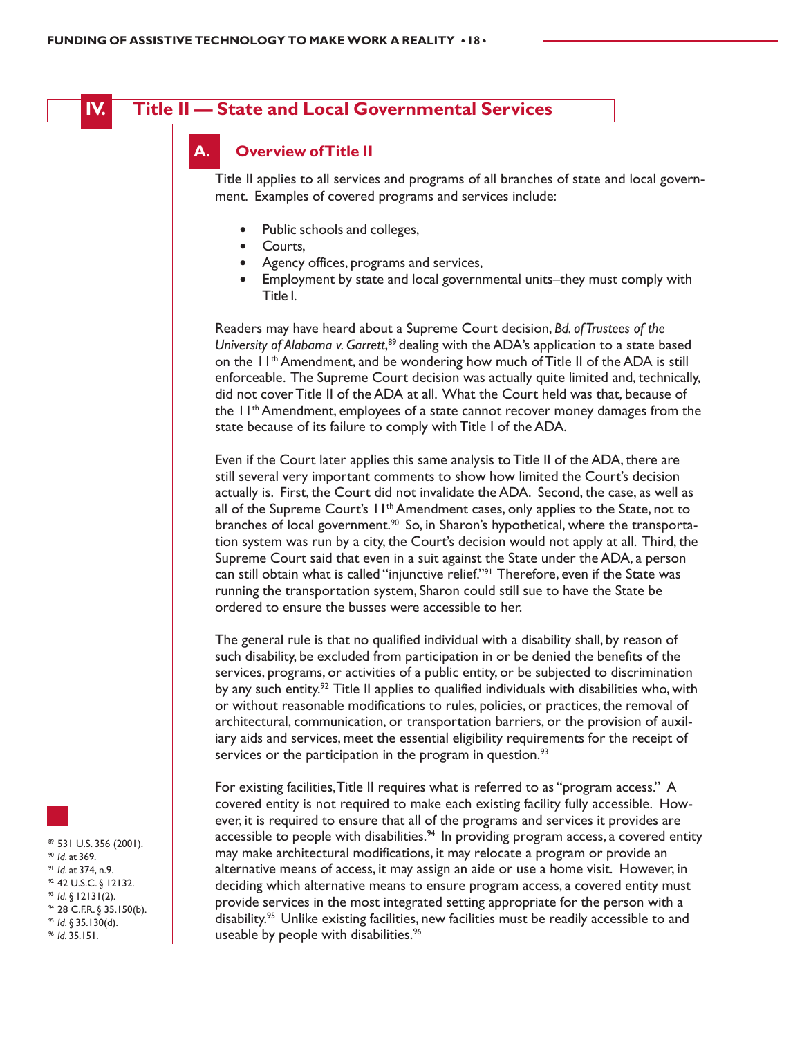## IV. Title II — State and Local Governmental Services

### A. Overview of Title II

Title II applies to all services and programs of all branches of state and local government. Examples of covered programs and services include:

- Public schools and colleges,
- Courts,
- Agency offices, programs and services,
- Employment by state and local governmental units–they must comply with Title I.

Readers may have heard about a Supreme Court decision, *Bd. of Trustees of the University of Alabama v. Garrett*,[89] dealing with the ADA's application to a state based on the 11th Amendment, and be wondering how much of Title II of the ADA is still enforceable. The Supreme Court decision was actually quite limited and, technically, did not cover Title II of the ADA at all. What the Court held was that, because of the 11th Amendment, employees of a state cannot recover money damages from the state because of its failure to comply with Title I of the ADA.

Even if the Court later applies this same analysis to Title II of the ADA, there are still several very important comments to show how limited the Court's decision actually is. First, the Court did not invalidate the ADA. Second, the case, as well as all of the Supreme Court's 11th Amendment cases, only applies to the State, not to branches of local government.[90] So, in Sharon's hypothetical, where the transportation system was run by a city, the Court's decision would not apply at all. Third, the Supreme Court said that even in a suit against the State under the ADA, a person can still obtain what is called "injunctive relief."[91] Therefore, even if the State was running the transportation system, Sharon could still sue to have the State be ordered to ensure the busses were accessible to her.

The general rule is that no qualified individual with a disability shall, by reason of such disability, be excluded from participation in or be denied the benefits of the services, programs, or activities of a public entity, or be subjected to discrimination by any such entity.[92] Title II applies to qualified individuals with disabilities who, with or without reasonable modifications to rules, policies, or practices, the removal of architectural, communication, or transportation barriers, or the provision of auxiliary aids and services, meet the essential eligibility requirements for the receipt of services or the participation in the program in question.[93]

For existing facilities, Title II requires what is referred to as "program access." A covered entity is not required to make each existing facility fully accessible. However, it is required to ensure that all of the programs and services it provides are accessible to people with disabilities.[94] In providing program access, a covered entity may make architectural modifications, it may relocate a program or provide an alternative means of access, it may assign an aide or use a home visit. However, in deciding which alternative means to ensure program access, a covered entity must provide services in the most integrated setting appropriate for the person with a disability.[95] Unlike existing facilities, new facilities must be readily accessible to and useable by people with disabilities.[96]

---

[89] 531 U.S. 356 (2001).
[90] *Id.* at 369.
[91] *Id.* at 374, n.9.
[92] 42 U.S.C. § 12132.
[93] *Id.* § 12131(2).
[94] 28 C.F.R. § 35.150(b).
[95] *Id.* § 35.130(d).
[96] *Id.* 35.151.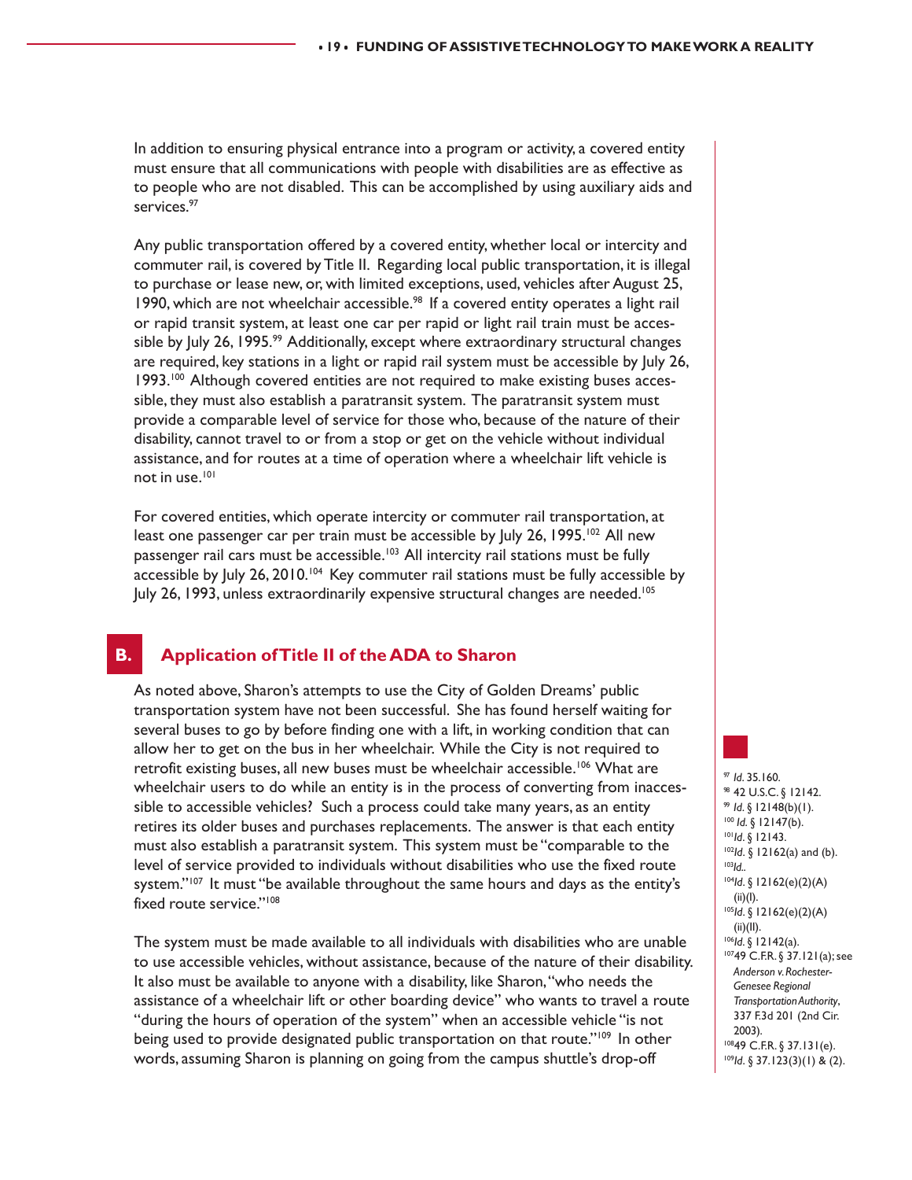In addition to ensuring physical entrance into a program or activity, a covered entity must ensure that all communications with people with disabilities are as effective as to people who are not disabled. This can be accomplished by using auxiliary aids and services.[97]

Any public transportation offered by a covered entity, whether local or intercity and commuter rail, is covered by Title II. Regarding local public transportation, it is illegal to purchase or lease new, or, with limited exceptions, used, vehicles after August 25, 1990, which are not wheelchair accessible.[98] If a covered entity operates a light rail or rapid transit system, at least one car per rapid or light rail train must be accessible by July 26, 1995.[99] Additionally, except where extraordinary structural changes are required, key stations in a light or rapid rail system must be accessible by July 26, 1993.[100] Although covered entities are not required to make existing buses accessible, they must also establish a paratransit system. The paratransit system must provide a comparable level of service for those who, because of the nature of their disability, cannot travel to or from a stop or get on the vehicle without individual assistance, and for routes at a time of operation where a wheelchair lift vehicle is not in use.[101]

For covered entities, which operate intercity or commuter rail transportation, at least one passenger car per train must be accessible by July 26, 1995.[102] All new passenger rail cars must be accessible.[103] All intercity rail stations must be fully accessible by July 26, 2010.[104] Key commuter rail stations must be fully accessible by July 26, 1993, unless extraordinarily expensive structural changes are needed.[105]

## B. Application of Title II of the ADA to Sharon

As noted above, Sharon's attempts to use the City of Golden Dreams' public transportation system have not been successful. She has found herself waiting for several buses to go by before finding one with a lift, in working condition that can allow her to get on the bus in her wheelchair. While the City is not required to retrofit existing buses, all new buses must be wheelchair accessible.[106] What are wheelchair users to do while an entity is in the process of converting from inaccessible to accessible vehicles? Such a process could take many years, as an entity retires its older buses and purchases replacements. The answer is that each entity must also establish a paratransit system. This system must be "comparable to the level of service provided to individuals without disabilities who use the fixed route system."[107] It must "be available throughout the same hours and days as the entity's fixed route service."[108]

The system must be made available to all individuals with disabilities who are unable to use accessible vehicles, without assistance, because of the nature of their disability. It also must be available to anyone with a disability, like Sharon, "who needs the assistance of a wheelchair lift or other boarding device" who wants to travel a route "during the hours of operation of the system" when an accessible vehicle "is not being used to provide designated public transportation on that route."[109] In other words, assuming Sharon is planning on going from the campus shuttle's drop-off

---

[97] *Id.* 35.160.
[98] 42 U.S.C. § 12142.
[99] *Id.* § 12148(b)(1).
[100] *Id.* § 12147(b).
[101] *Id.* § 12143.
[102] *Id.* § 12162(a) and (b).
[103] *Id.*.
[104] *Id.* § 12162(e)(2)(A)(ii)(I).
[105] *Id.* § 12162(e)(2)(A)(ii)(II).
[106] *Id.* § 12142(a).
[107] 49 C.F.R. § 37.121(a); see *Anderson v. Rochester-Genesee Regional Transportation Authority*, 337 F.3d 201 (2nd Cir. 2003).
[108] 49 C.F.R. § 37.131(e).
[109] *Id.* § 37.123(3)(1) & (2).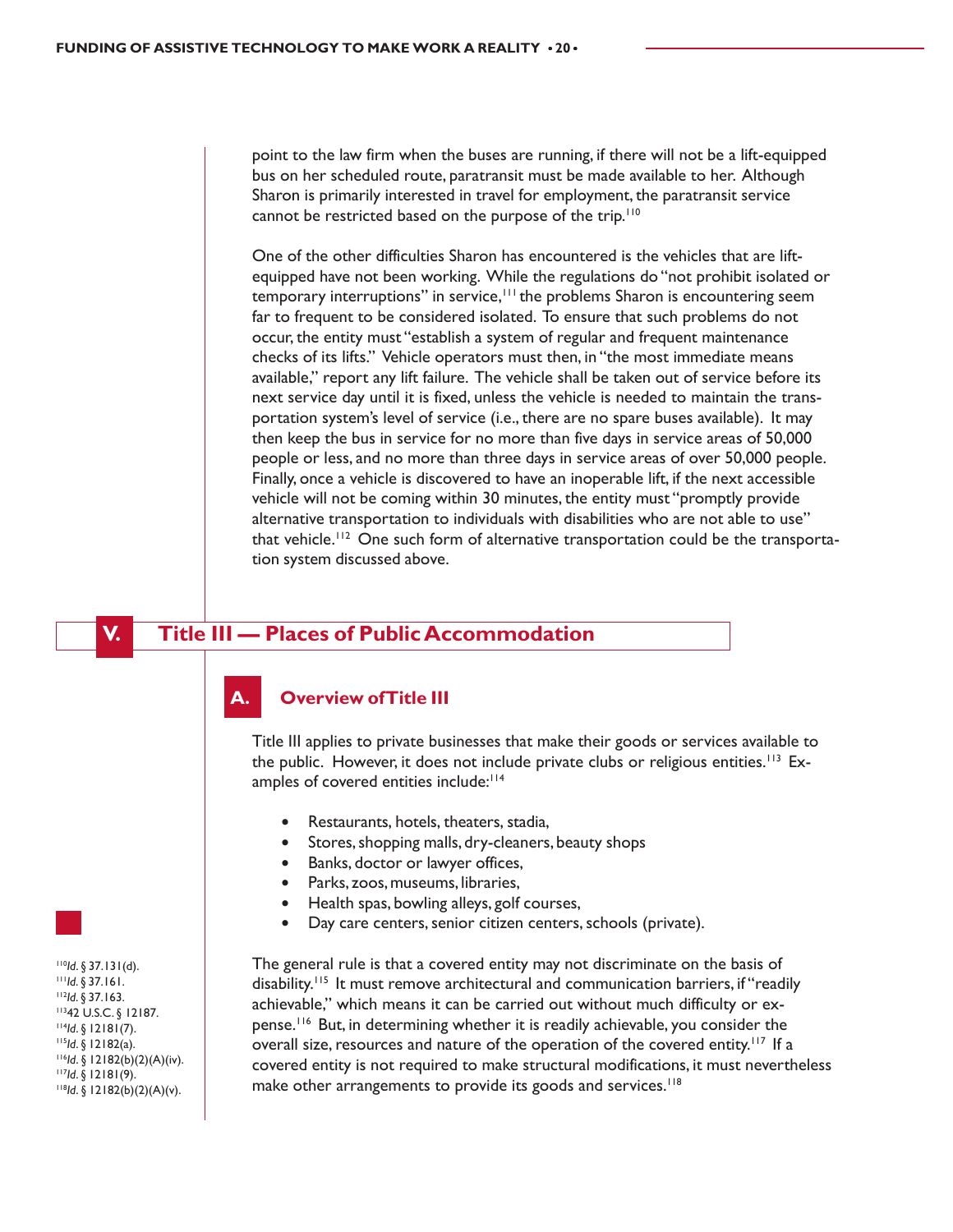point to the law firm when the buses are running, if there will not be a lift-equipped bus on her scheduled route, paratransit must be made available to her. Although Sharon is primarily interested in travel for employment, the paratransit service cannot be restricted based on the purpose of the trip.[110]

One of the other difficulties Sharon has encountered is the vehicles that are lift-equipped have not been working. While the regulations do "not prohibit isolated or temporary interruptions" in service,[111] the problems Sharon is encountering seem far to frequent to be considered isolated. To ensure that such problems do not occur, the entity must "establish a system of regular and frequent maintenance checks of its lifts." Vehicle operators must then, in "the most immediate means available," report any lift failure. The vehicle shall be taken out of service before its next service day until it is fixed, unless the vehicle is needed to maintain the transportation system's level of service (i.e., there are no spare buses available). It may then keep the bus in service for no more than five days in service areas of 50,000 people or less, and no more than three days in service areas of over 50,000 people. Finally, once a vehicle is discovered to have an inoperable lift, if the next accessible vehicle will not be coming within 30 minutes, the entity must "promptly provide alternative transportation to individuals with disabilities who are not able to use" that vehicle.[112] One such form of alternative transportation could be the transportation system discussed above.

## V. Title III — Places of Public Accommodation

### A. Overview of Title III

Title III applies to private businesses that make their goods or services available to the public. However, it does not include private clubs or religious entities.[113] Examples of covered entities include:[114]

- Restaurants, hotels, theaters, stadia,
- Stores, shopping malls, dry-cleaners, beauty shops
- Banks, doctor or lawyer offices,
- Parks, zoos, museums, libraries,
- Health spas, bowling alleys, golf courses,
- Day care centers, senior citizen centers, schools (private).

The general rule is that a covered entity may not discriminate on the basis of disability.[115] It must remove architectural and communication barriers, if "readily achievable," which means it can be carried out without much difficulty or expense.[116] But, in determining whether it is readily achievable, you consider the overall size, resources and nature of the operation of the covered entity.[117] If a covered entity is not required to make structural modifications, it must nevertheless make other arrangements to provide its goods and services.[118]

---

[110] *Id.* § 37.131(d).
[111] *Id.* § 37.161.
[112] *Id.* § 37.163.
[113] 42 U.S.C. § 12187.
[114] *Id.* § 12181(7).
[115] *Id.* § 12182(a).
[116] *Id.* § 12182(b)(2)(A)(iv).
[117] *Id.* § 12181(9).
[118] *Id.* § 12182(b)(2)(A)(v).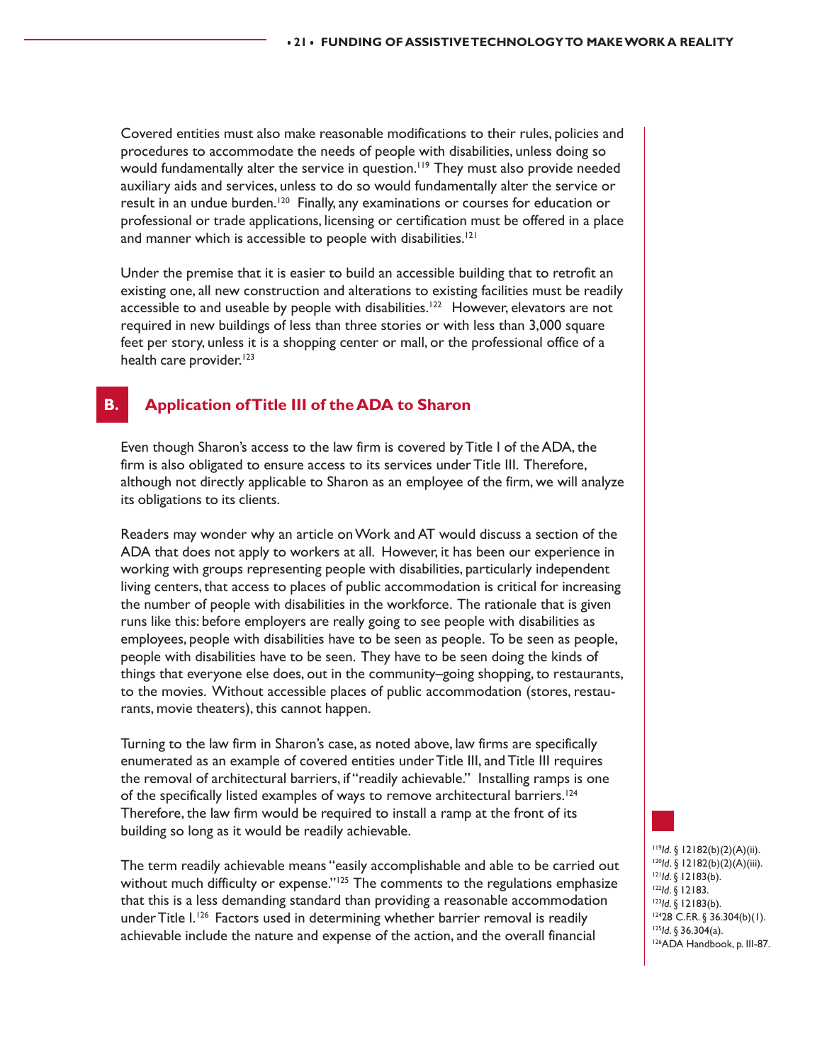Covered entities must also make reasonable modifications to their rules, policies and procedures to accommodate the needs of people with disabilities, unless doing so would fundamentally alter the service in question.[119] They must also provide needed auxiliary aids and services, unless to do so would fundamentally alter the service or result in an undue burden.[120] Finally, any examinations or courses for education or professional or trade applications, licensing or certification must be offered in a place and manner which is accessible to people with disabilities.[121]

Under the premise that it is easier to build an accessible building that to retrofit an existing one, all new construction and alterations to existing facilities must be readily accessible to and useable by people with disabilities.[122] However, elevators are not required in new buildings of less than three stories or with less than 3,000 square feet per story, unless it is a shopping center or mall, or the professional office of a health care provider.[123]

## B. Application of Title III of the ADA to Sharon

Even though Sharon's access to the law firm is covered by Title I of the ADA, the firm is also obligated to ensure access to its services under Title III. Therefore, although not directly applicable to Sharon as an employee of the firm, we will analyze its obligations to its clients.

Readers may wonder why an article on Work and AT would discuss a section of the ADA that does not apply to workers at all. However, it has been our experience in working with groups representing people with disabilities, particularly independent living centers, that access to places of public accommodation is critical for increasing the number of people with disabilities in the workforce. The rationale that is given runs like this: before employers are really going to see people with disabilities as employees, people with disabilities have to be seen as people. To be seen as people, people with disabilities have to be seen. They have to be seen doing the kinds of things that everyone else does, out in the community–going shopping, to restaurants, to the movies. Without accessible places of public accommodation (stores, restaurants, movie theaters), this cannot happen.

Turning to the law firm in Sharon's case, as noted above, law firms are specifically enumerated as an example of covered entities under Title III, and Title III requires the removal of architectural barriers, if "readily achievable." Installing ramps is one of the specifically listed examples of ways to remove architectural barriers.[124] Therefore, the law firm would be required to install a ramp at the front of its building so long as it would be readily achievable.

The term readily achievable means "easily accomplishable and able to be carried out without much difficulty or expense."[125] The comments to the regulations emphasize that this is a less demanding standard than providing a reasonable accommodation under Title I.[126] Factors used in determining whether barrier removal is readily achievable include the nature and expense of the action, and the overall financial

[119] *Id.* § 12182(b)(2)(A)(ii).
[120] *Id.* § 12182(b)(2)(A)(iii).
[121] *Id.* § 12183(b).
[122] *Id.* § 12183.
[123] *Id.* § 12183(b).
[124] 28 C.F.R. § 36.304(b)(1).
[125] *Id.* § 36.304(a).
[126] ADA Handbook, p. III-87.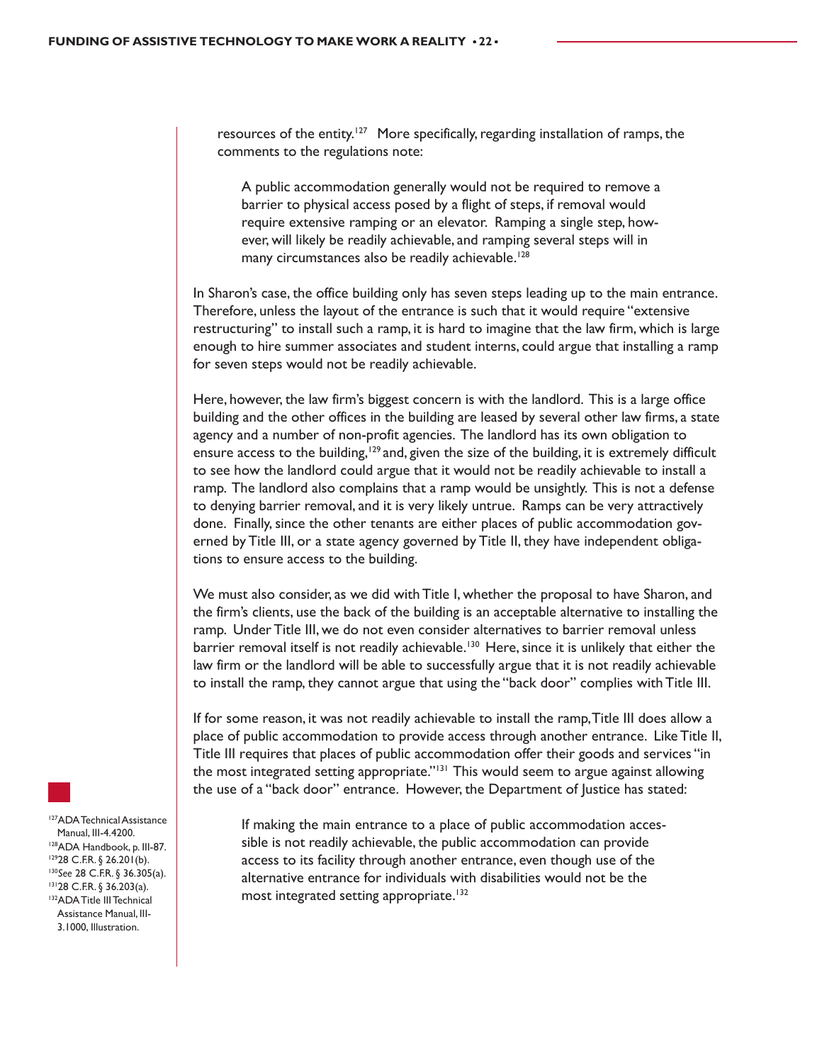resources of the entity.[127] More specifically, regarding installation of ramps, the comments to the regulations note:

> A public accommodation generally would not be required to remove a barrier to physical access posed by a flight of steps, if removal would require extensive ramping or an elevator. Ramping a single step, however, will likely be readily achievable, and ramping several steps will in many circumstances also be readily achievable.[128]

In Sharon's case, the office building only has seven steps leading up to the main entrance. Therefore, unless the layout of the entrance is such that it would require "extensive restructuring" to install such a ramp, it is hard to imagine that the law firm, which is large enough to hire summer associates and student interns, could argue that installing a ramp for seven steps would not be readily achievable.

Here, however, the law firm's biggest concern is with the landlord. This is a large office building and the other offices in the building are leased by several other law firms, a state agency and a number of non-profit agencies. The landlord has its own obligation to ensure access to the building,[129] and, given the size of the building, it is extremely difficult to see how the landlord could argue that it would not be readily achievable to install a ramp. The landlord also complains that a ramp would be unsightly. This is not a defense to denying barrier removal, and it is very likely untrue. Ramps can be very attractively done. Finally, since the other tenants are either places of public accommodation governed by Title III, or a state agency governed by Title II, they have independent obligations to ensure access to the building.

We must also consider, as we did with Title I, whether the proposal to have Sharon, and the firm's clients, use the back of the building is an acceptable alternative to installing the ramp. Under Title III, we do not even consider alternatives to barrier removal unless barrier removal itself is not readily achievable.[130] Here, since it is unlikely that either the law firm or the landlord will be able to successfully argue that it is not readily achievable to install the ramp, they cannot argue that using the "back door" complies with Title III.

If for some reason, it was not readily achievable to install the ramp, Title III does allow a place of public accommodation to provide access through another entrance. Like Title II, Title III requires that places of public accommodation offer their goods and services "in the most integrated setting appropriate."[131] This would seem to argue against allowing the use of a "back door" entrance. However, the Department of Justice has stated:

> If making the main entrance to a place of public accommodation accessible is not readily achievable, the public accommodation can provide access to its facility through another entrance, even though use of the alternative entrance for individuals with disabilities would not be the most integrated setting appropriate.[132]

[127] ADA Technical Assistance Manual, III-4.4200.
[128] ADA Handbook, p. III-87.
[129] 28 C.F.R. § 26.201(b).
[130] *See* 28 C.F.R. § 36.305(a).
[131] 28 C.F.R. § 36.203(a).
[132] ADA Title III Technical Assistance Manual, III-3.1000, Illustration.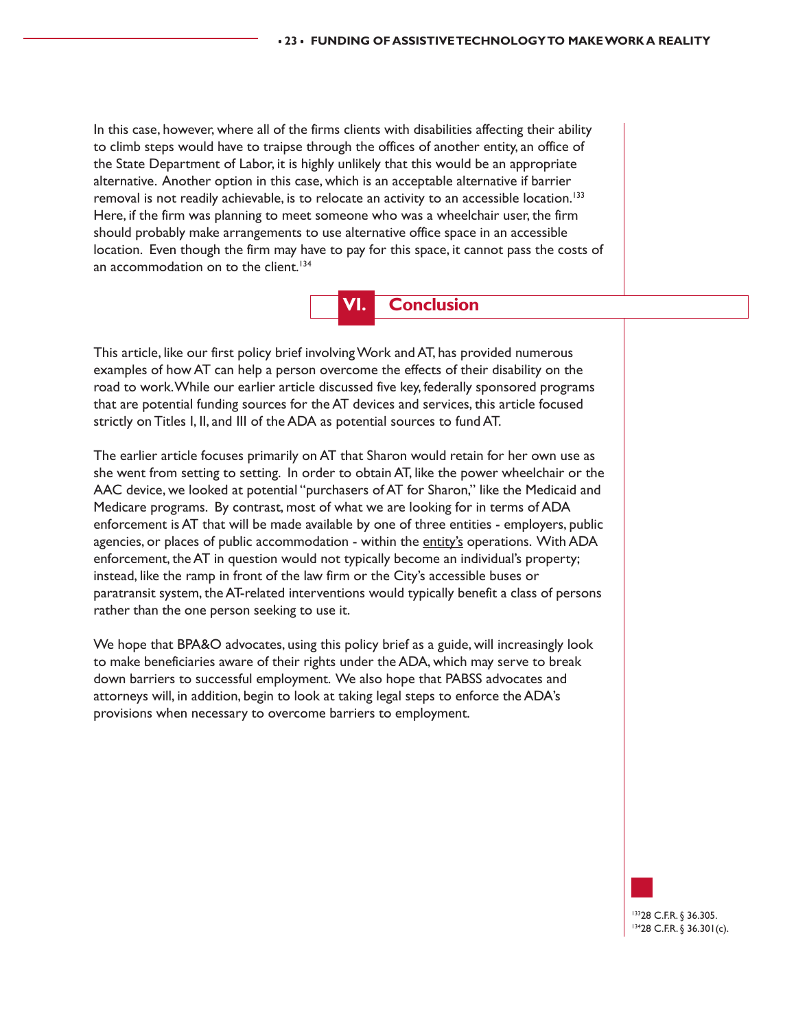In this case, however, where all of the firms clients with disabilities affecting their ability to climb steps would have to traipse through the offices of another entity, an office of the State Department of Labor, it is highly unlikely that this would be an appropriate alternative. Another option in this case, which is an acceptable alternative if barrier removal is not readily achievable, is to relocate an activity to an accessible location.[133] Here, if the firm was planning to meet someone who was a wheelchair user, the firm should probably make arrangements to use alternative office space in an accessible location. Even though the firm may have to pay for this space, it cannot pass the costs of an accommodation on to the client.[134]

## VI. Conclusion

This article, like our first policy brief involving Work and AT, has provided numerous examples of how AT can help a person overcome the effects of their disability on the road to work. While our earlier article discussed five key, federally sponsored programs that are potential funding sources for the AT devices and services, this article focused strictly on Titles I, II, and III of the ADA as potential sources to fund AT.

The earlier article focuses primarily on AT that Sharon would retain for her own use as she went from setting to setting. In order to obtain AT, like the power wheelchair or the AAC device, we looked at potential "purchasers of AT for Sharon," like the Medicaid and Medicare programs. By contrast, most of what we are looking for in terms of ADA enforcement is AT that will be made available by one of three entities - employers, public agencies, or places of public accommodation - within the entity's operations. With ADA enforcement, the AT in question would not typically become an individual's property; instead, like the ramp in front of the law firm or the City's accessible buses or paratransit system, the AT-related interventions would typically benefit a class of persons rather than the one person seeking to use it.

We hope that BPA&O advocates, using this policy brief as a guide, will increasingly look to make beneficiaries aware of their rights under the ADA, which may serve to break down barriers to successful employment. We also hope that PABSS advocates and attorneys will, in addition, begin to look at taking legal steps to enforce the ADA's provisions when necessary to overcome barriers to employment.

[133] 28 C.F.R. § 36.305.
[134] 28 C.F.R. § 36.301(c).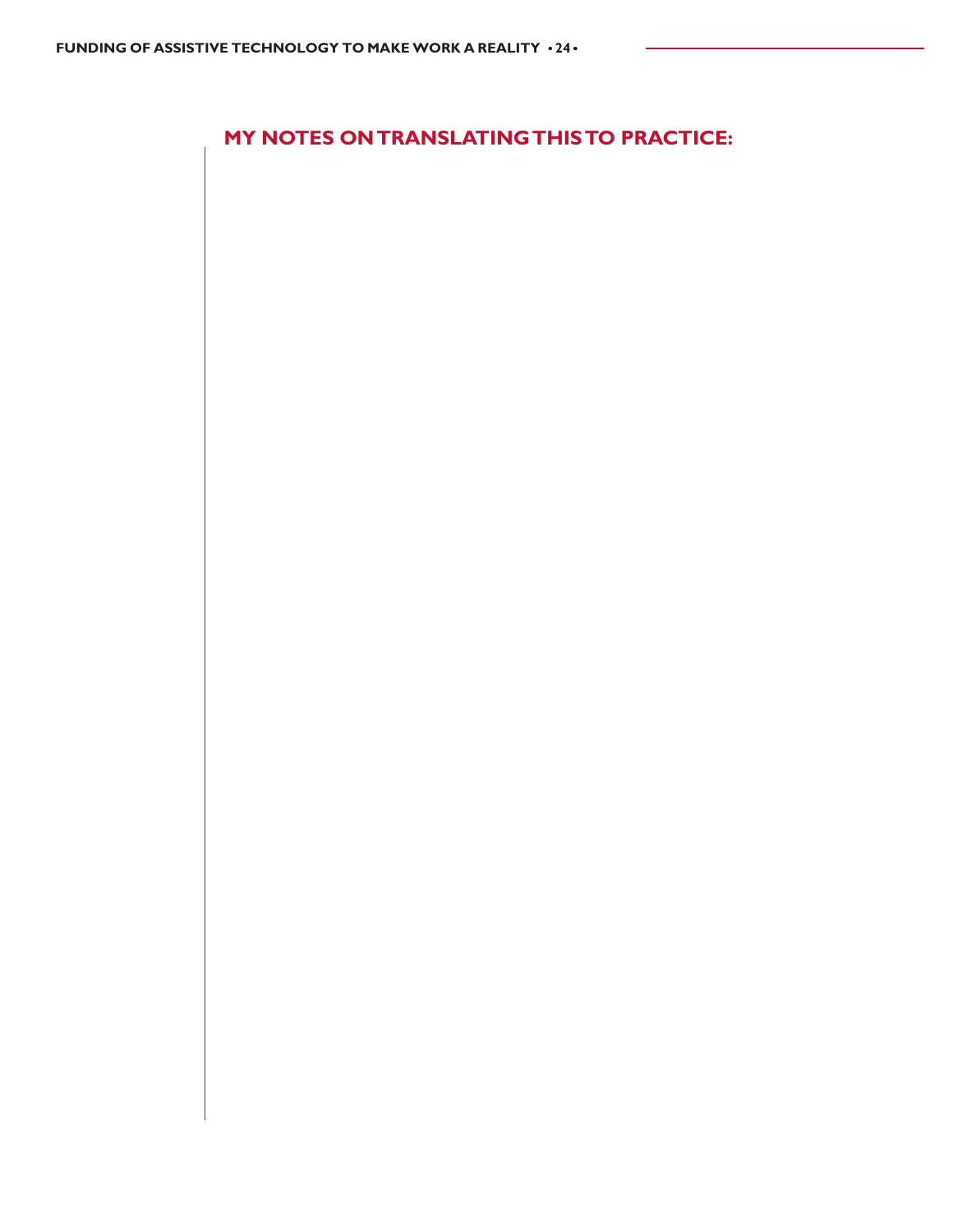## MY NOTES ON TRANSLATING THIS TO PRACTICE: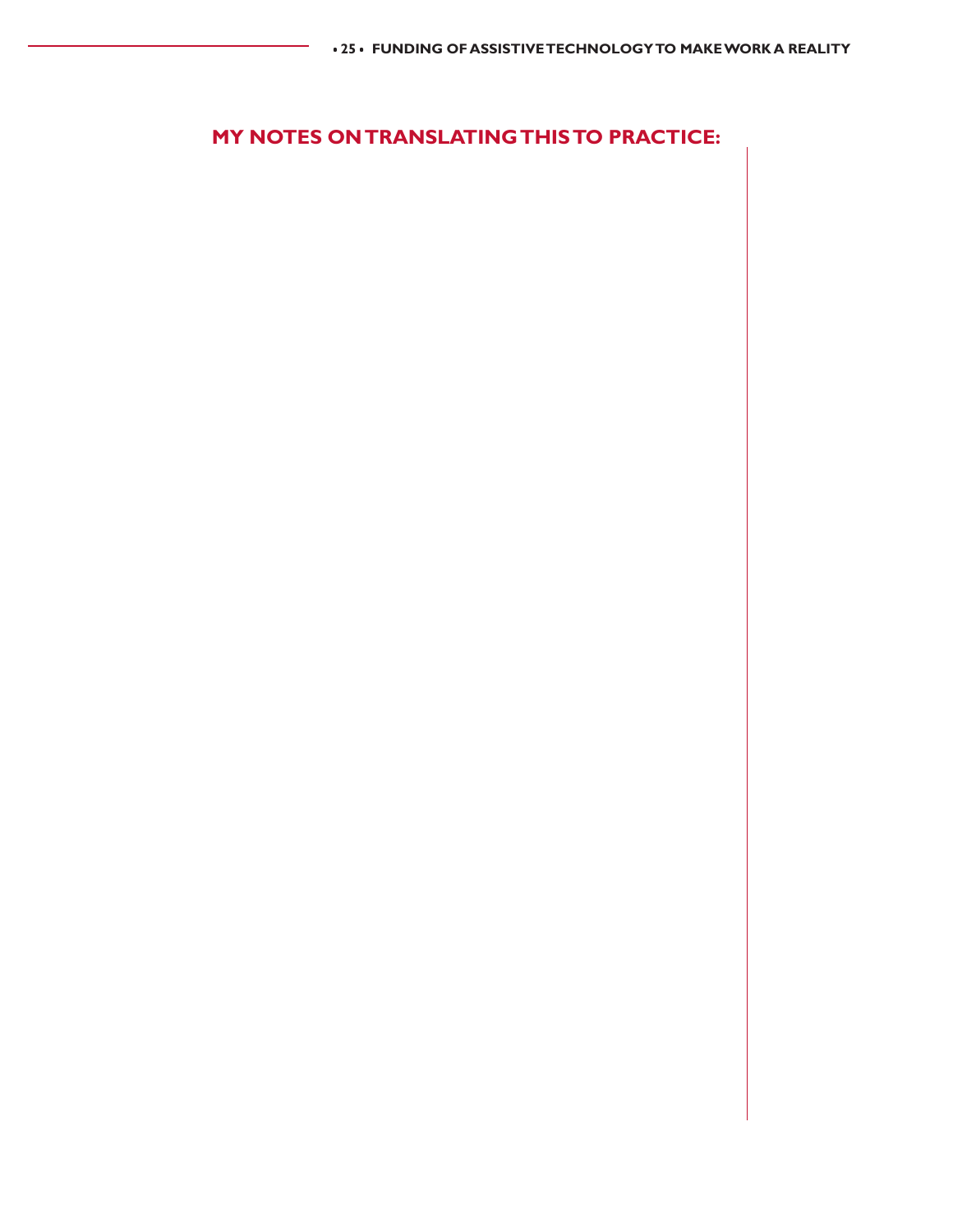## MY NOTES ON TRANSLATING THIS TO PRACTICE: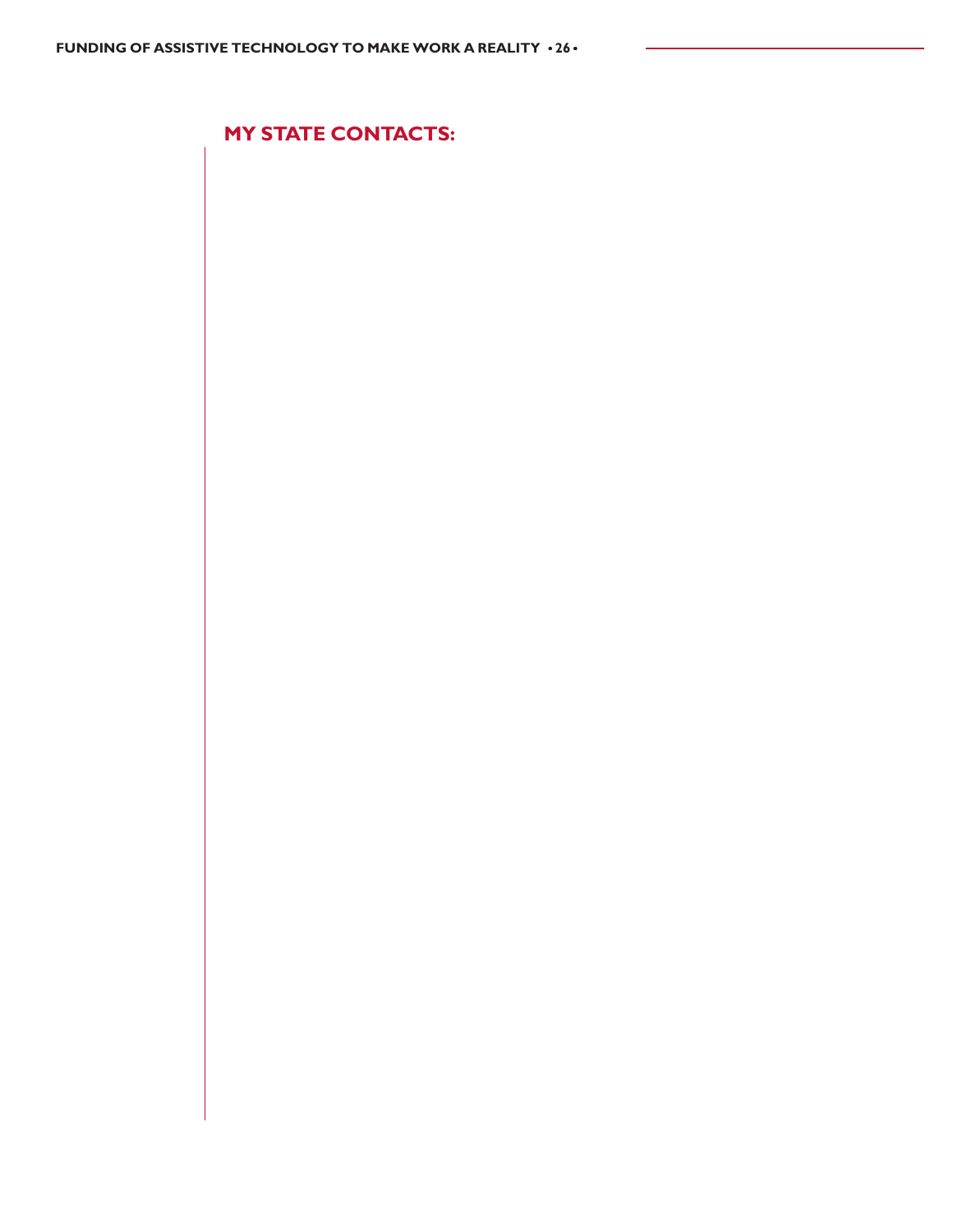## MY STATE CONTACTS: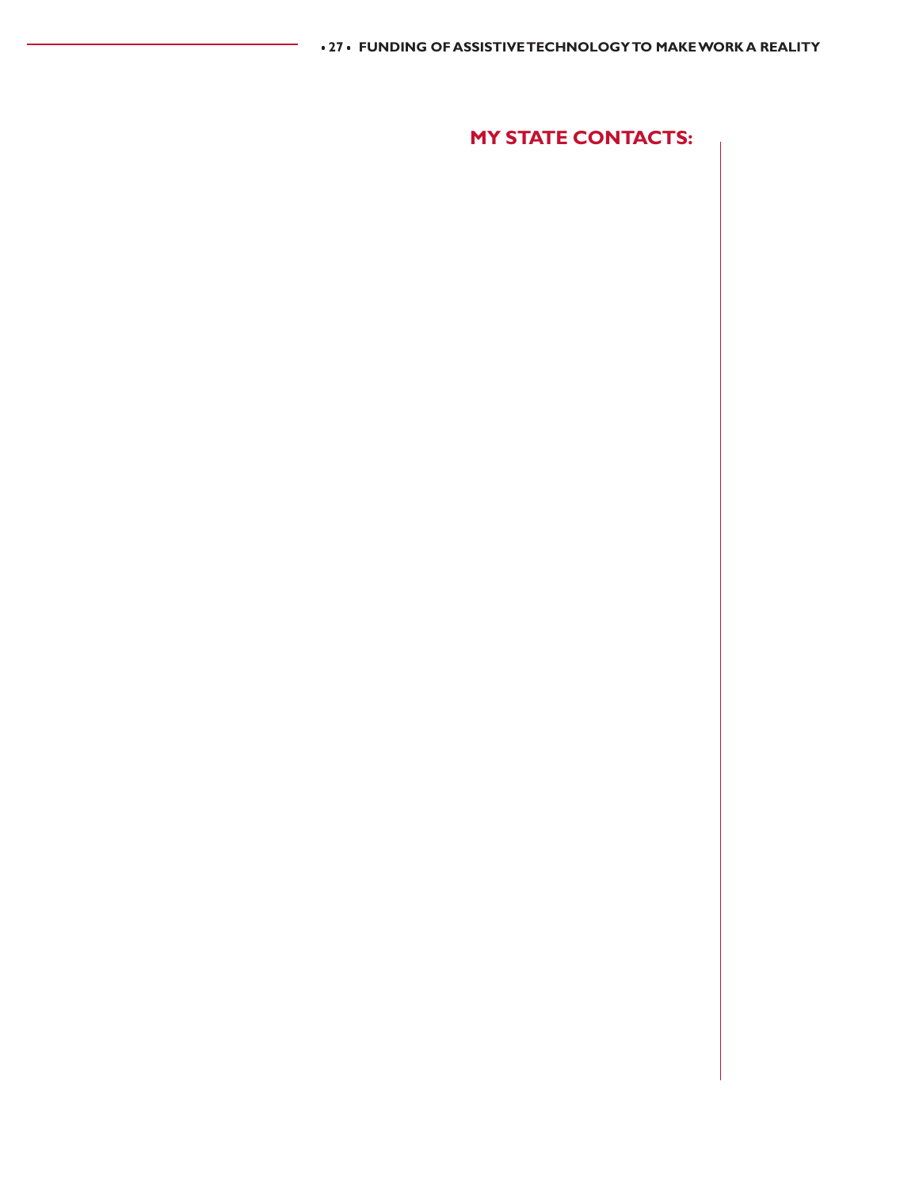## MY STATE CONTACTS: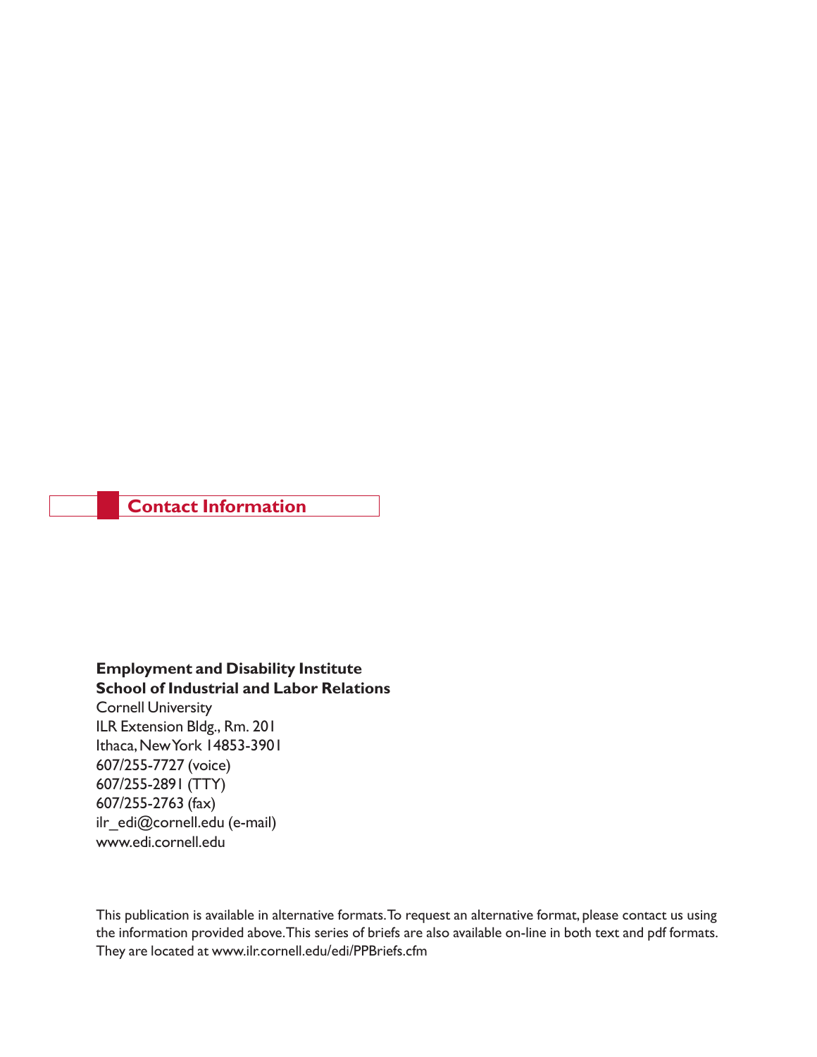## Contact Information

**Employment and Disability Institute**
**School of Industrial and Labor Relations**
Cornell University
ILR Extension Bldg., Rm. 201
Ithaca, New York 14853-3901
607/255-7727 (voice)
607/255-2891 (TTY)
607/255-2763 (fax)
ilr_edi@cornell.edu (e-mail)
www.edi.cornell.edu

This publication is available in alternative formats. To request an alternative format, please contact us using the information provided above. This series of briefs are also available on-line in both text and pdf formats. They are located at www.ilr.cornell.edu/edi/PPBriefs.cfm